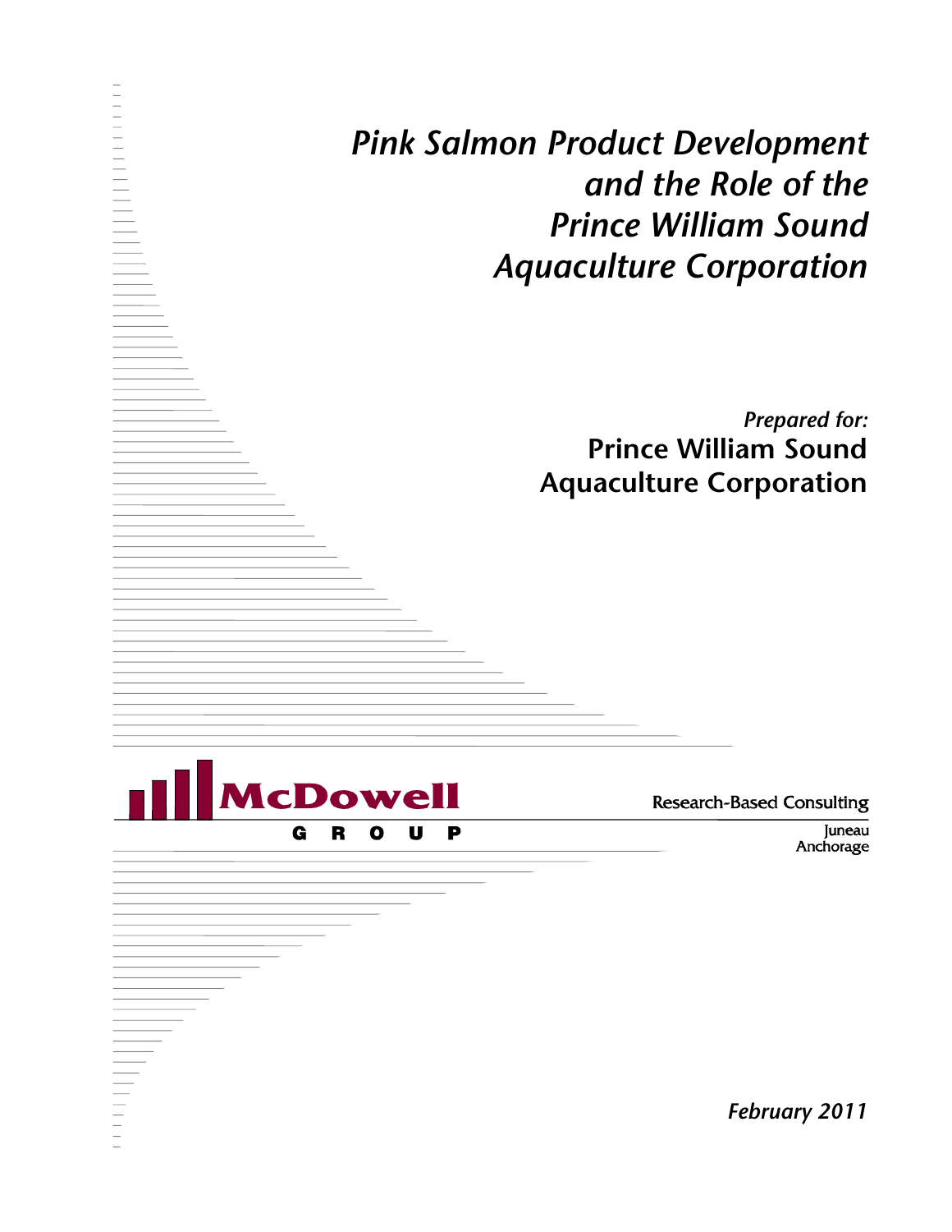# *Pink Salmon Product Development and the Role of the Prince William Sound Aquaculture Corporation*

*Prepared for:*

**Prince William Sound Aquaculture Corporation**

McDowell GROUP

Research-Based Consulting

Juneau
Anchorage

*February 2011*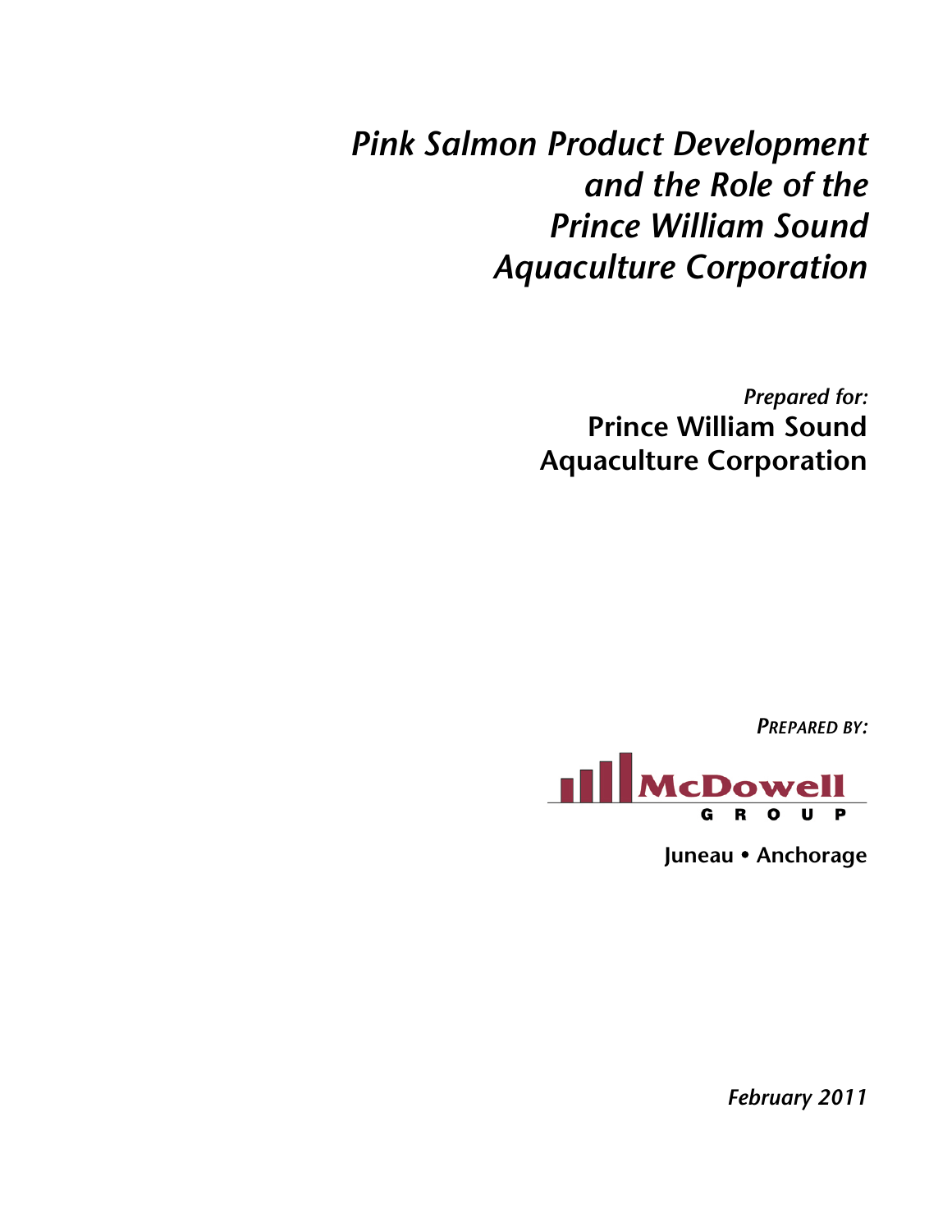# *Pink Salmon Product Development and the Role of the Prince William Sound Aquaculture Corporation*

*Prepared for:*

**Prince William Sound Aquaculture Corporation**

***PREPARED BY:***

McDowell GROUP

**Juneau • Anchorage**

***February 2011***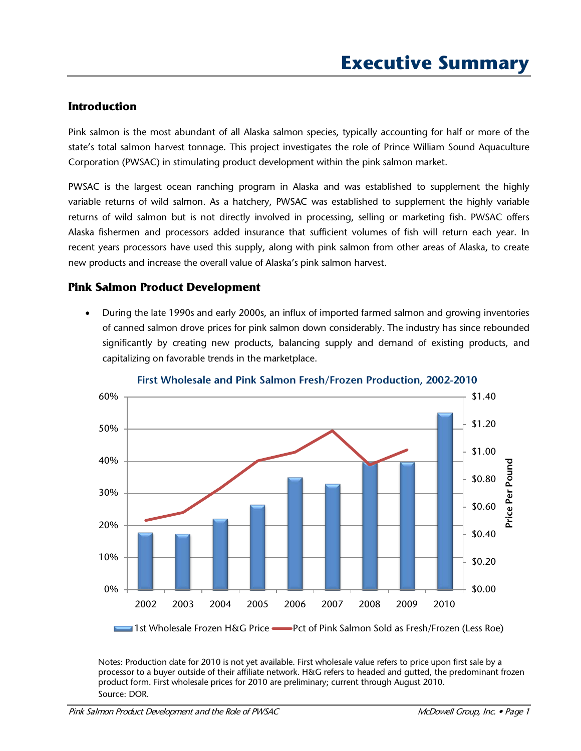# Executive Summary

## Introduction

Pink salmon is the most abundant of all Alaska salmon species, typically accounting for half or more of the state's total salmon harvest tonnage. This project investigates the role of Prince William Sound Aquaculture Corporation (PWSAC) in stimulating product development within the pink salmon market.

PWSAC is the largest ocean ranching program in Alaska and was established to supplement the highly variable returns of wild salmon. As a hatchery, PWSAC was established to supplement the highly variable returns of wild salmon but is not directly involved in processing, selling or marketing fish. PWSAC offers Alaska fishermen and processors added insurance that sufficient volumes of fish will return each year. In recent years processors have used this supply, along with pink salmon from other areas of Alaska, to create new products and increase the overall value of Alaska's pink salmon harvest.

## Pink Salmon Product Development

- During the late 1990s and early 2000s, an influx of imported farmed salmon and growing inventories of canned salmon drove prices for pink salmon down considerably. The industry has since rebounded significantly by creating new products, balancing supply and demand of existing products, and capitalizing on favorable trends in the marketplace.

**First Wholesale and Pink Salmon Fresh/Frozen Production, 2002-2010**

Legend: 1st Wholesale Frozen H&G Price; Pct of Pink Salmon Sold as Fresh/Frozen (Less Roe)

Notes: Production date for 2010 is not yet available. First wholesale value refers to price upon first sale by a processor to a buyer outside of their affiliate network. H&G refers to headed and gutted, the predominant frozen product form. First wholesale prices for 2010 are preliminary; current through August 2010.
Source: DOR.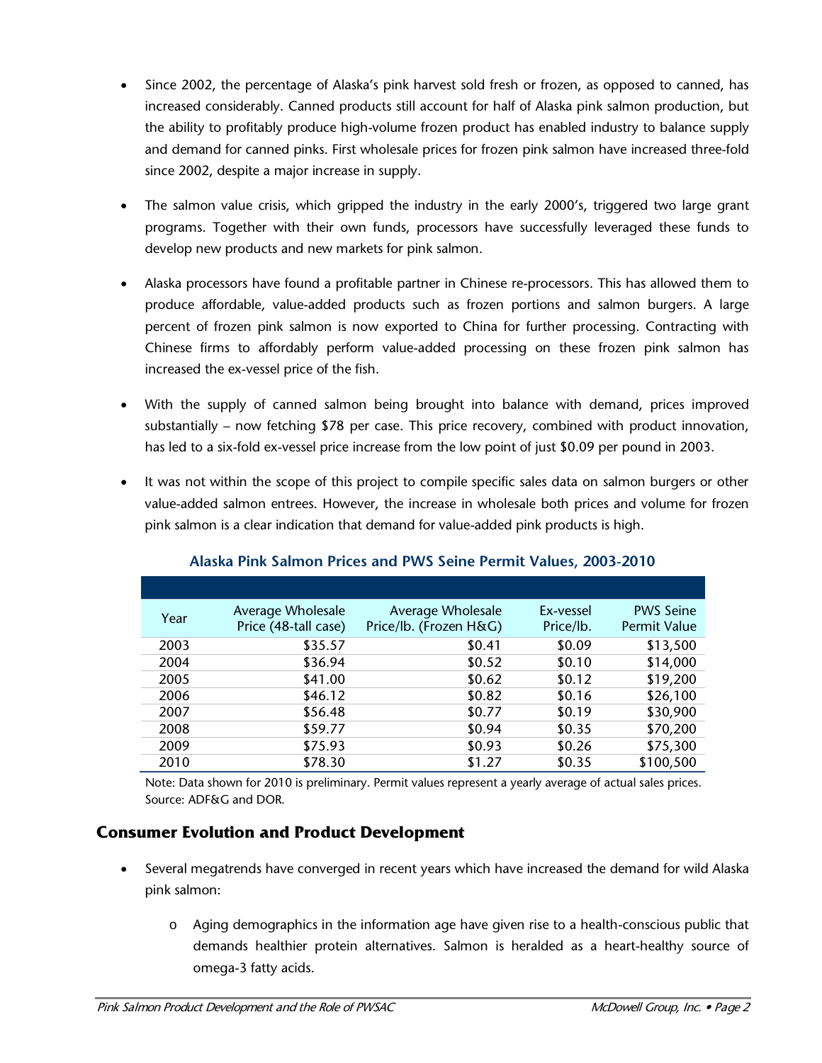- Since 2002, the percentage of Alaska's pink harvest sold fresh or frozen, as opposed to canned, has increased considerably. Canned products still account for half of Alaska pink salmon production, but the ability to profitably produce high-volume frozen product has enabled industry to balance supply and demand for canned pinks. First wholesale prices for frozen pink salmon have increased three-fold since 2002, despite a major increase in supply.

- The salmon value crisis, which gripped the industry in the early 2000's, triggered two large grant programs. Together with their own funds, processors have successfully leveraged these funds to develop new products and new markets for pink salmon.

- Alaska processors have found a profitable partner in Chinese re-processors. This has allowed them to produce affordable, value-added products such as frozen portions and salmon burgers. A large percent of frozen pink salmon is now exported to China for further processing. Contracting with Chinese firms to affordably perform value-added processing on these frozen pink salmon has increased the ex-vessel price of the fish.

- With the supply of canned salmon being brought into balance with demand, prices improved substantially – now fetching $78 per case. This price recovery, combined with product innovation, has led to a six-fold ex-vessel price increase from the low point of just $0.09 per pound in 2003.

- It was not within the scope of this project to compile specific sales data on salmon burgers or other value-added salmon entrees. However, the increase in wholesale both prices and volume for frozen pink salmon is a clear indication that demand for value-added pink products is high.

**Alaska Pink Salmon Prices and PWS Seine Permit Values, 2003-2010**

| Year | Average Wholesale Price (48-tall case) | Average Wholesale Price/lb. (Frozen H&G) | Ex-vessel Price/lb. | PWS Seine Permit Value |
|---|---|---|---|---|
| 2003 | $35.57 | $0.41 | $0.09 | $13,500 |
| 2004 | $36.94 | $0.52 | $0.10 | $14,000 |
| 2005 | $41.00 | $0.62 | $0.12 | $19,200 |
| 2006 | $46.12 | $0.82 | $0.16 | $26,100 |
| 2007 | $56.48 | $0.77 | $0.19 | $30,900 |
| 2008 | $59.77 | $0.94 | $0.35 | $70,200 |
| 2009 | $75.93 | $0.93 | $0.26 | $75,300 |
| 2010 | $78.30 | $1.27 | $0.35 | $100,500 |

Note: Data shown for 2010 is preliminary. Permit values represent a yearly average of actual sales prices.
Source: ADF&G and DOR.

## Consumer Evolution and Product Development

- Several megatrends have converged in recent years which have increased the demand for wild Alaska pink salmon:
  - Aging demographics in the information age have given rise to a health-conscious public that demands healthier protein alternatives. Salmon is heralded as a heart-healthy source of omega-3 fatty acids.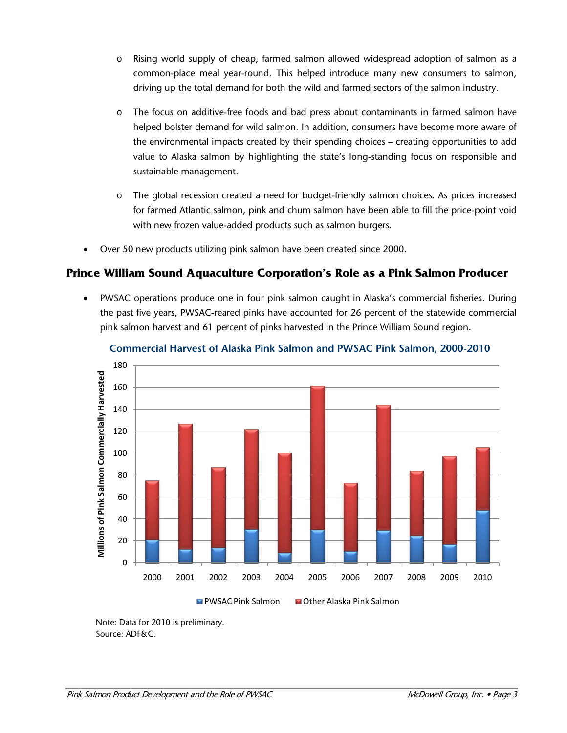- Rising world supply of cheap, farmed salmon allowed widespread adoption of salmon as a common-place meal year-round. This helped introduce many new consumers to salmon, driving up the total demand for both the wild and farmed sectors of the salmon industry.
- The focus on additive-free foods and bad press about contaminants in farmed salmon have helped bolster demand for wild salmon. In addition, consumers have become more aware of the environmental impacts created by their spending choices – creating opportunities to add value to Alaska salmon by highlighting the state's long-standing focus on responsible and sustainable management.
- The global recession created a need for budget-friendly salmon choices. As prices increased for farmed Atlantic salmon, pink and chum salmon have been able to fill the price-point void with new frozen value-added products such as salmon burgers.

- Over 50 new products utilizing pink salmon have been created since 2000.

## Prince William Sound Aquaculture Corporation's Role as a Pink Salmon Producer

- PWSAC operations produce one in four pink salmon caught in Alaska's commercial fisheries. During the past five years, PWSAC-reared pinks have accounted for 26 percent of the statewide commercial pink salmon harvest and 61 percent of pinks harvested in the Prince William Sound region.

**Commercial Harvest of Alaska Pink Salmon and PWSAC Pink Salmon, 2000-2010**

Note: Data for 2010 is preliminary.
Source: ADF&G.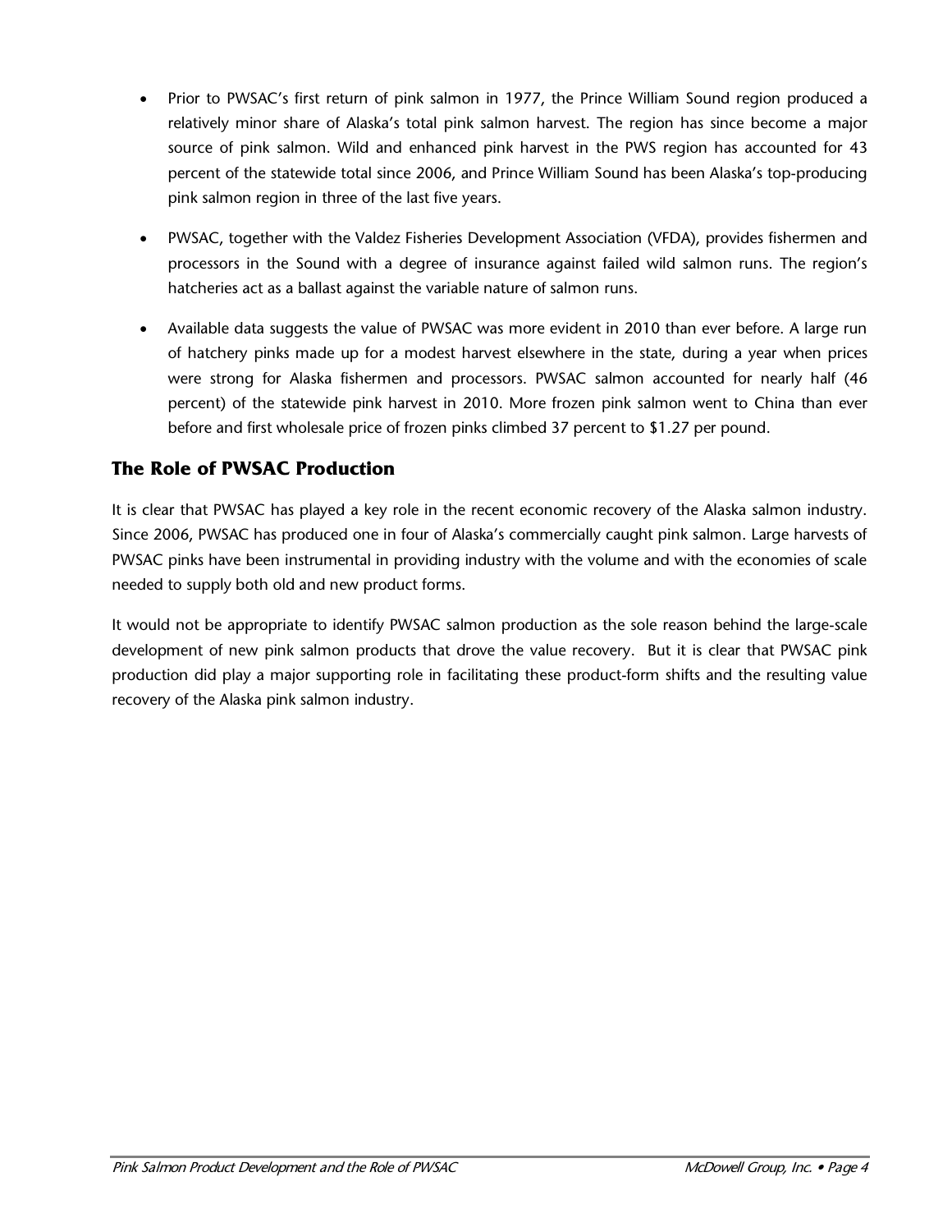- Prior to PWSAC's first return of pink salmon in 1977, the Prince William Sound region produced a relatively minor share of Alaska's total pink salmon harvest. The region has since become a major source of pink salmon. Wild and enhanced pink harvest in the PWS region has accounted for 43 percent of the statewide total since 2006, and Prince William Sound has been Alaska's top-producing pink salmon region in three of the last five years.

- PWSAC, together with the Valdez Fisheries Development Association (VFDA), provides fishermen and processors in the Sound with a degree of insurance against failed wild salmon runs. The region's hatcheries act as a ballast against the variable nature of salmon runs.

- Available data suggests the value of PWSAC was more evident in 2010 than ever before. A large run of hatchery pinks made up for a modest harvest elsewhere in the state, during a year when prices were strong for Alaska fishermen and processors. PWSAC salmon accounted for nearly half (46 percent) of the statewide pink harvest in 2010. More frozen pink salmon went to China than ever before and first wholesale price of frozen pinks climbed 37 percent to $1.27 per pound.

## The Role of PWSAC Production

It is clear that PWSAC has played a key role in the recent economic recovery of the Alaska salmon industry. Since 2006, PWSAC has produced one in four of Alaska's commercially caught pink salmon. Large harvests of PWSAC pinks have been instrumental in providing industry with the volume and with the economies of scale needed to supply both old and new product forms.

It would not be appropriate to identify PWSAC salmon production as the sole reason behind the large-scale development of new pink salmon products that drove the value recovery. But it is clear that PWSAC pink production did play a major supporting role in facilitating these product-form shifts and the resulting value recovery of the Alaska pink salmon industry.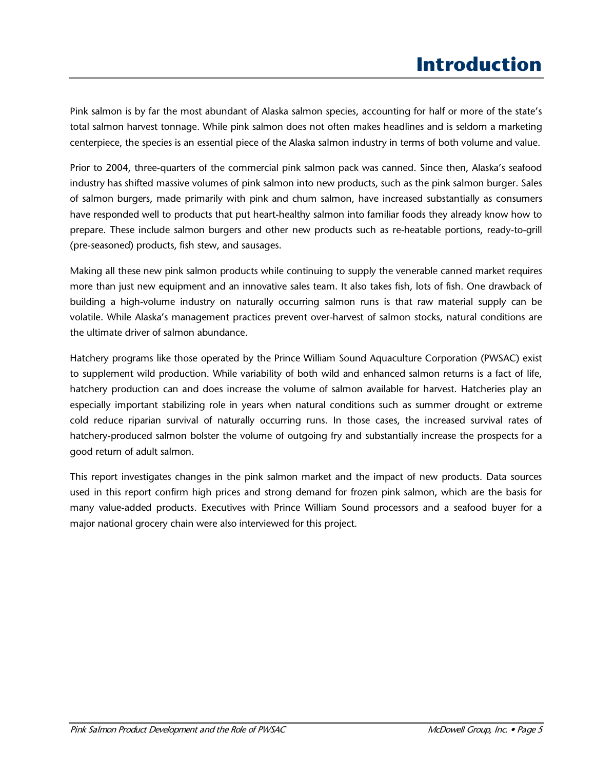# Introduction

Pink salmon is by far the most abundant of Alaska salmon species, accounting for half or more of the state's total salmon harvest tonnage. While pink salmon does not often makes headlines and is seldom a marketing centerpiece, the species is an essential piece of the Alaska salmon industry in terms of both volume and value.

Prior to 2004, three-quarters of the commercial pink salmon pack was canned. Since then, Alaska's seafood industry has shifted massive volumes of pink salmon into new products, such as the pink salmon burger. Sales of salmon burgers, made primarily with pink and chum salmon, have increased substantially as consumers have responded well to products that put heart-healthy salmon into familiar foods they already know how to prepare. These include salmon burgers and other new products such as re-heatable portions, ready-to-grill (pre-seasoned) products, fish stew, and sausages.

Making all these new pink salmon products while continuing to supply the venerable canned market requires more than just new equipment and an innovative sales team. It also takes fish, lots of fish. One drawback of building a high-volume industry on naturally occurring salmon runs is that raw material supply can be volatile. While Alaska's management practices prevent over-harvest of salmon stocks, natural conditions are the ultimate driver of salmon abundance.

Hatchery programs like those operated by the Prince William Sound Aquaculture Corporation (PWSAC) exist to supplement wild production. While variability of both wild and enhanced salmon returns is a fact of life, hatchery production can and does increase the volume of salmon available for harvest. Hatcheries play an especially important stabilizing role in years when natural conditions such as summer drought or extreme cold reduce riparian survival of naturally occurring runs. In those cases, the increased survival rates of hatchery-produced salmon bolster the volume of outgoing fry and substantially increase the prospects for a good return of adult salmon.

This report investigates changes in the pink salmon market and the impact of new products. Data sources used in this report confirm high prices and strong demand for frozen pink salmon, which are the basis for many value-added products. Executives with Prince William Sound processors and a seafood buyer for a major national grocery chain were also interviewed for this project.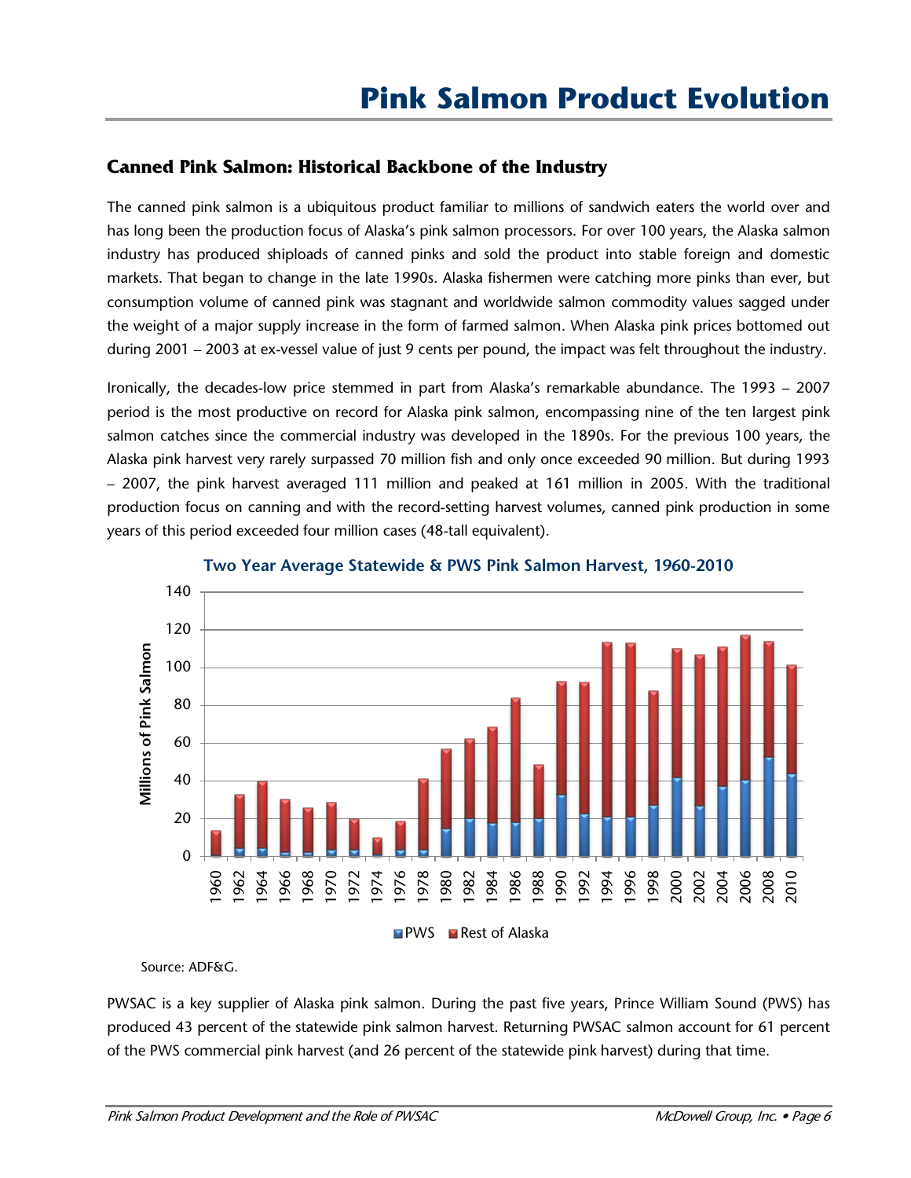# Pink Salmon Product Evolution

## Canned Pink Salmon: Historical Backbone of the Industry

The canned pink salmon is a ubiquitous product familiar to millions of sandwich eaters the world over and has long been the production focus of Alaska's pink salmon processors. For over 100 years, the Alaska salmon industry has produced shiploads of canned pinks and sold the product into stable foreign and domestic markets. That began to change in the late 1990s. Alaska fishermen were catching more pinks than ever, but consumption volume of canned pink was stagnant and worldwide salmon commodity values sagged under the weight of a major supply increase in the form of farmed salmon. When Alaska pink prices bottomed out during 2001 – 2003 at ex-vessel value of just 9 cents per pound, the impact was felt throughout the industry.

Ironically, the decades-low price stemmed in part from Alaska's remarkable abundance. The 1993 – 2007 period is the most productive on record for Alaska pink salmon, encompassing nine of the ten largest pink salmon catches since the commercial industry was developed in the 1890s. For the previous 100 years, the Alaska pink harvest very rarely surpassed 70 million fish and only once exceeded 90 million. But during 1993 – 2007, the pink harvest averaged 111 million and peaked at 161 million in 2005. With the traditional production focus on canning and with the record-setting harvest volumes, canned pink production in some years of this period exceeded four million cases (48-tall equivalent).

**Two Year Average Statewide & PWS Pink Salmon Harvest, 1960-2010**

Source: ADF&G.

PWSAC is a key supplier of Alaska pink salmon. During the past five years, Prince William Sound (PWS) has produced 43 percent of the statewide pink salmon harvest. Returning PWSAC salmon account for 61 percent of the PWS commercial pink harvest (and 26 percent of the statewide pink harvest) during that time.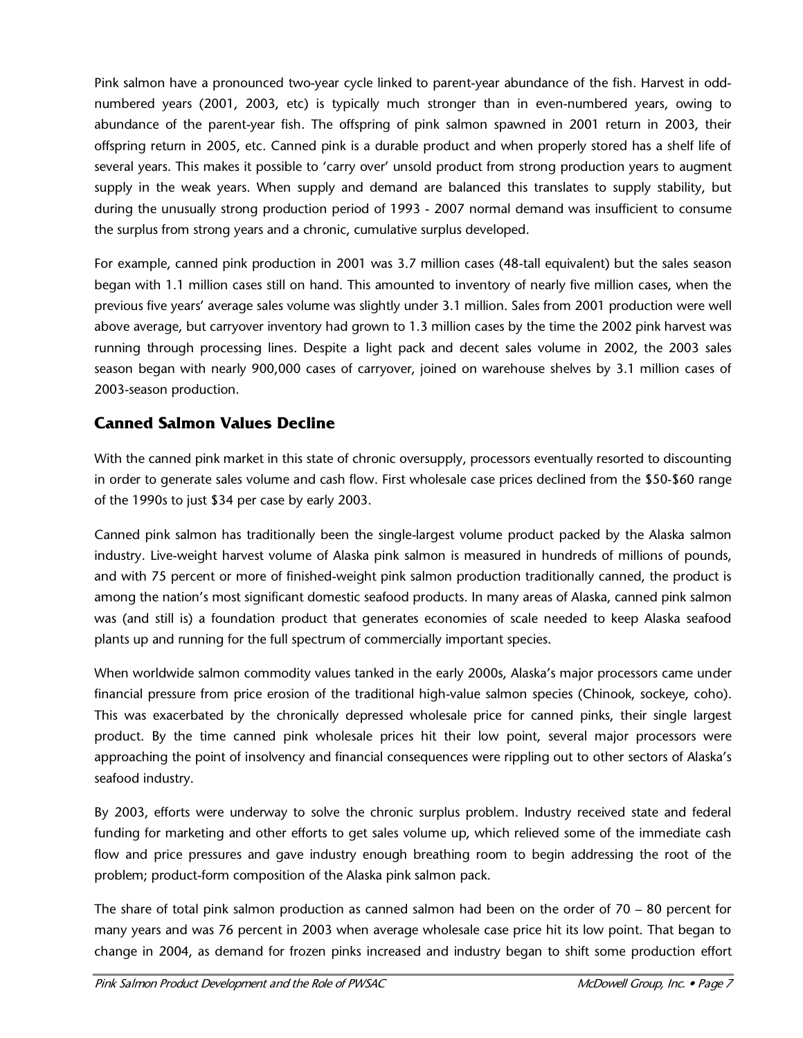Pink salmon have a pronounced two-year cycle linked to parent-year abundance of the fish. Harvest in odd-numbered years (2001, 2003, etc) is typically much stronger than in even-numbered years, owing to abundance of the parent-year fish. The offspring of pink salmon spawned in 2001 return in 2003, their offspring return in 2005, etc. Canned pink is a durable product and when properly stored has a shelf life of several years. This makes it possible to 'carry over' unsold product from strong production years to augment supply in the weak years. When supply and demand are balanced this translates to supply stability, but during the unusually strong production period of 1993 - 2007 normal demand was insufficient to consume the surplus from strong years and a chronic, cumulative surplus developed.

For example, canned pink production in 2001 was 3.7 million cases (48-tall equivalent) but the sales season began with 1.1 million cases still on hand. This amounted to inventory of nearly five million cases, when the previous five years' average sales volume was slightly under 3.1 million. Sales from 2001 production were well above average, but carryover inventory had grown to 1.3 million cases by the time the 2002 pink harvest was running through processing lines. Despite a light pack and decent sales volume in 2002, the 2003 sales season began with nearly 900,000 cases of carryover, joined on warehouse shelves by 3.1 million cases of 2003-season production.

## Canned Salmon Values Decline

With the canned pink market in this state of chronic oversupply, processors eventually resorted to discounting in order to generate sales volume and cash flow. First wholesale case prices declined from the $50-$60 range of the 1990s to just $34 per case by early 2003.

Canned pink salmon has traditionally been the single-largest volume product packed by the Alaska salmon industry. Live-weight harvest volume of Alaska pink salmon is measured in hundreds of millions of pounds, and with 75 percent or more of finished-weight pink salmon production traditionally canned, the product is among the nation's most significant domestic seafood products. In many areas of Alaska, canned pink salmon was (and still is) a foundation product that generates economies of scale needed to keep Alaska seafood plants up and running for the full spectrum of commercially important species.

When worldwide salmon commodity values tanked in the early 2000s, Alaska's major processors came under financial pressure from price erosion of the traditional high-value salmon species (Chinook, sockeye, coho). This was exacerbated by the chronically depressed wholesale price for canned pinks, their single largest product. By the time canned pink wholesale prices hit their low point, several major processors were approaching the point of insolvency and financial consequences were rippling out to other sectors of Alaska's seafood industry.

By 2003, efforts were underway to solve the chronic surplus problem. Industry received state and federal funding for marketing and other efforts to get sales volume up, which relieved some of the immediate cash flow and price pressures and gave industry enough breathing room to begin addressing the root of the problem; product-form composition of the Alaska pink salmon pack.

The share of total pink salmon production as canned salmon had been on the order of 70 – 80 percent for many years and was 76 percent in 2003 when average wholesale case price hit its low point. That began to change in 2004, as demand for frozen pinks increased and industry began to shift some production effort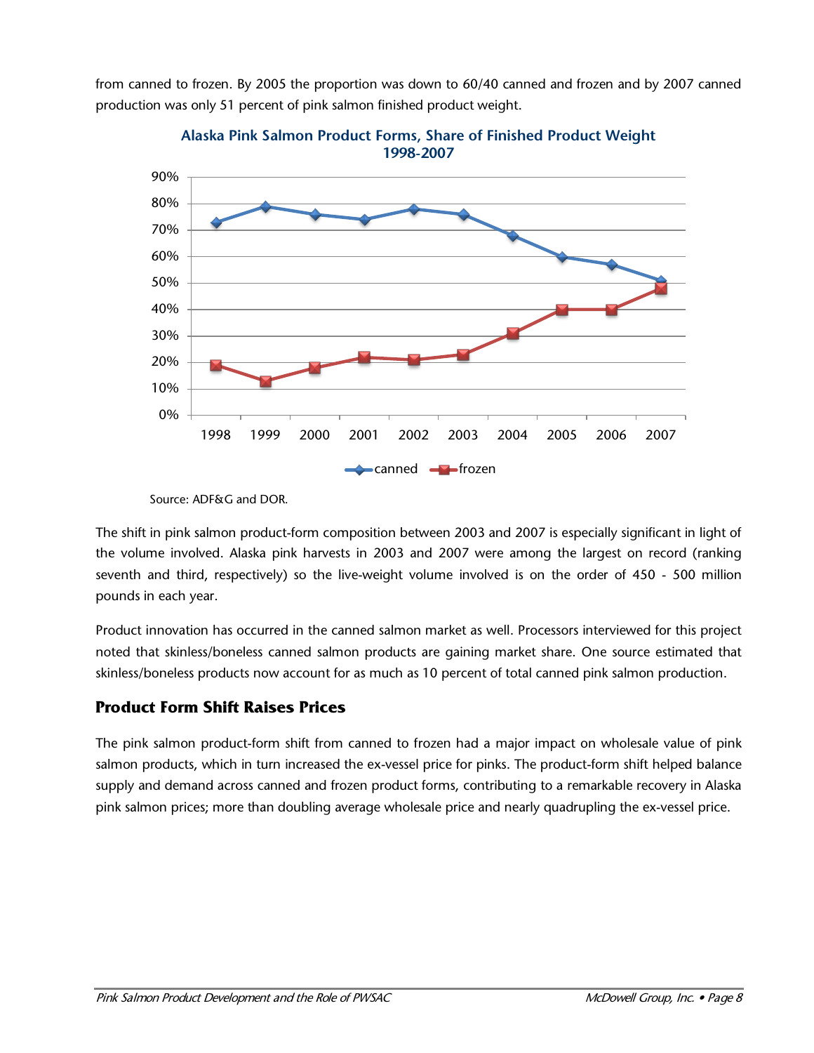from canned to frozen. By 2005 the proportion was down to 60/40 canned and frozen and by 2007 canned production was only 51 percent of pink salmon finished product weight.

**Alaska Pink Salmon Product Forms, Share of Finished Product Weight 1998-2007**

Source: ADF&G and DOR.

The shift in pink salmon product-form composition between 2003 and 2007 is especially significant in light of the volume involved. Alaska pink harvests in 2003 and 2007 were among the largest on record (ranking seventh and third, respectively) so the live-weight volume involved is on the order of 450 - 500 million pounds in each year.

Product innovation has occurred in the canned salmon market as well. Processors interviewed for this project noted that skinless/boneless canned salmon products are gaining market share. One source estimated that skinless/boneless products now account for as much as 10 percent of total canned pink salmon production.

## Product Form Shift Raises Prices

The pink salmon product-form shift from canned to frozen had a major impact on wholesale value of pink salmon products, which in turn increased the ex-vessel price for pinks. The product-form shift helped balance supply and demand across canned and frozen product forms, contributing to a remarkable recovery in Alaska pink salmon prices; more than doubling average wholesale price and nearly quadrupling the ex-vessel price.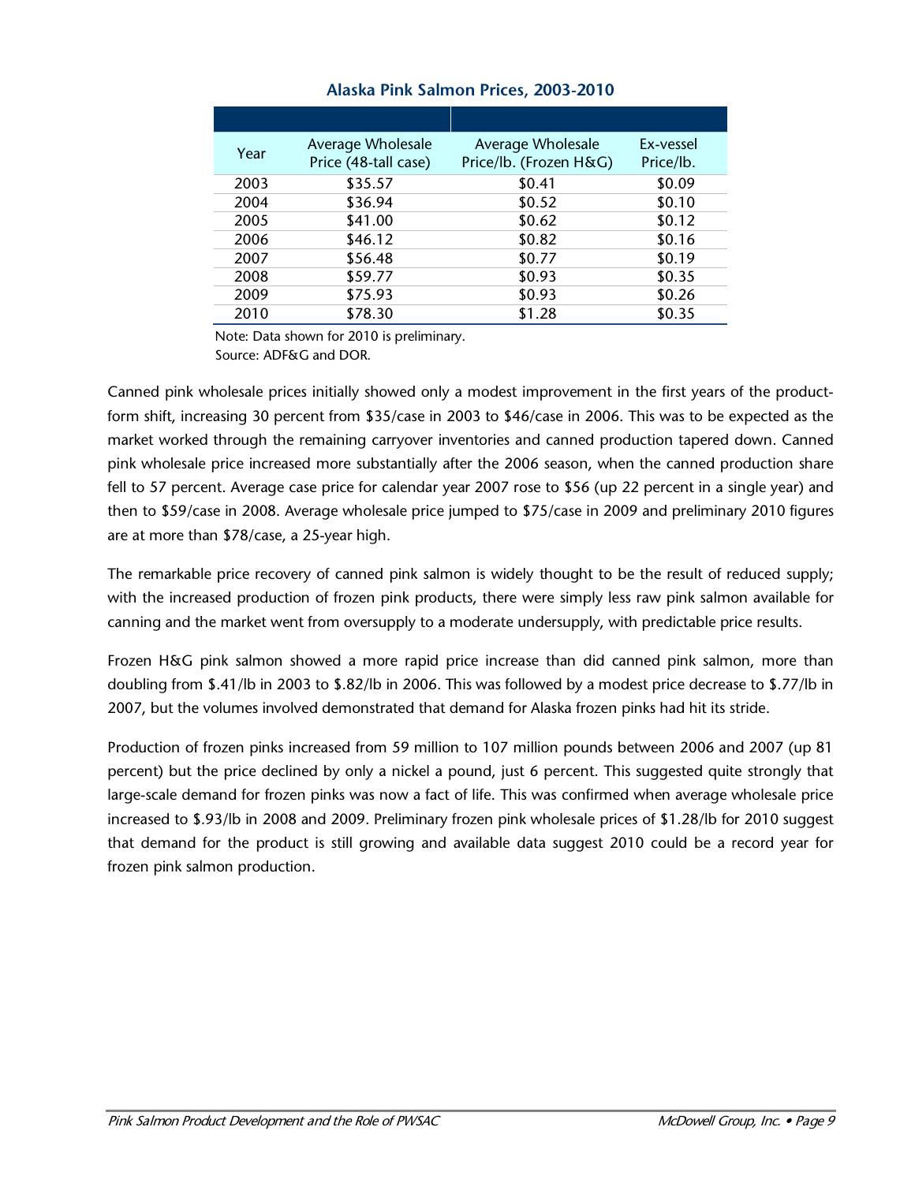### Alaska Pink Salmon Prices, 2003-2010

| Year | Average Wholesale Price (48-tall case) | Average Wholesale Price/lb. (Frozen H&G) | Ex-vessel Price/lb. |
|---|---|---|---|
| 2003 | $35.57 | $0.41 | $0.09 |
| 2004 | $36.94 | $0.52 | $0.10 |
| 2005 | $41.00 | $0.62 | $0.12 |
| 2006 | $46.12 | $0.82 | $0.16 |
| 2007 | $56.48 | $0.77 | $0.19 |
| 2008 | $59.77 | $0.93 | $0.35 |
| 2009 | $75.93 | $0.93 | $0.26 |
| 2010 | $78.30 | $1.28 | $0.35 |

Note: Data shown for 2010 is preliminary.
Source: ADF&G and DOR.

Canned pink wholesale prices initially showed only a modest improvement in the first years of the product-form shift, increasing 30 percent from $35/case in 2003 to $46/case in 2006. This was to be expected as the market worked through the remaining carryover inventories and canned production tapered down. Canned pink wholesale price increased more substantially after the 2006 season, when the canned production share fell to 57 percent. Average case price for calendar year 2007 rose to $56 (up 22 percent in a single year) and then to $59/case in 2008. Average wholesale price jumped to $75/case in 2009 and preliminary 2010 figures are at more than $78/case, a 25-year high.

The remarkable price recovery of canned pink salmon is widely thought to be the result of reduced supply; with the increased production of frozen pink products, there were simply less raw pink salmon available for canning and the market went from oversupply to a moderate undersupply, with predictable price results.

Frozen H&G pink salmon showed a more rapid price increase than did canned pink salmon, more than doubling from $.41/lb in 2003 to $.82/lb in 2006. This was followed by a modest price decrease to $.77/lb in 2007, but the volumes involved demonstrated that demand for Alaska frozen pinks had hit its stride.

Production of frozen pinks increased from 59 million to 107 million pounds between 2006 and 2007 (up 81 percent) but the price declined by only a nickel a pound, just 6 percent. This suggested quite strongly that large-scale demand for frozen pinks was now a fact of life. This was confirmed when average wholesale price increased to $.93/lb in 2008 and 2009. Preliminary frozen pink wholesale prices of $1.28/lb for 2010 suggest that demand for the product is still growing and available data suggest 2010 could be a record year for frozen pink salmon production.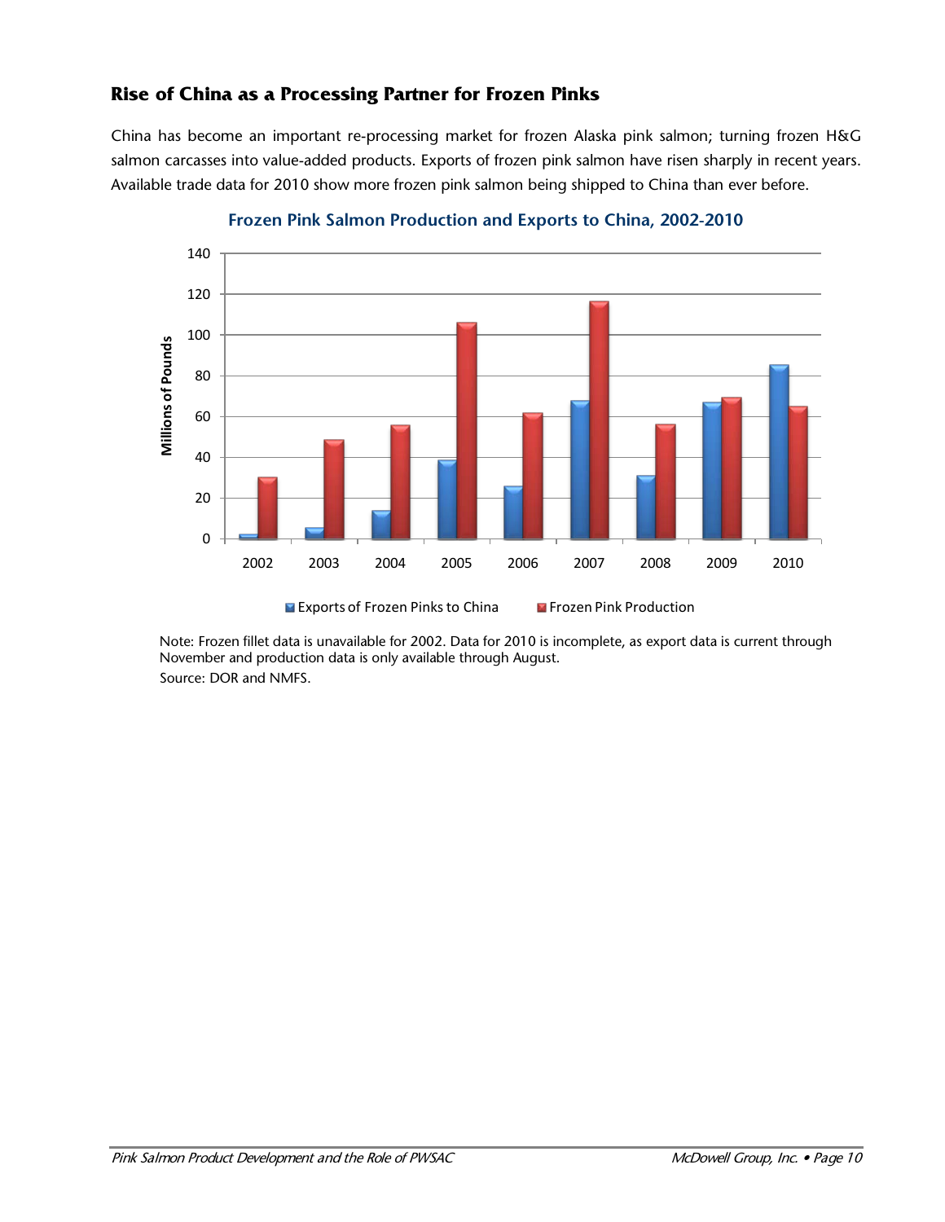## Rise of China as a Processing Partner for Frozen Pinks

China has become an important re-processing market for frozen Alaska pink salmon; turning frozen H&G salmon carcasses into value-added products. Exports of frozen pink salmon have risen sharply in recent years. Available trade data for 2010 show more frozen pink salmon being shipped to China than ever before.

**Frozen Pink Salmon Production and Exports to China, 2002-2010**

Note: Frozen fillet data is unavailable for 2002. Data for 2010 is incomplete, as export data is current through November and production data is only available through August.
Source: DOR and NMFS.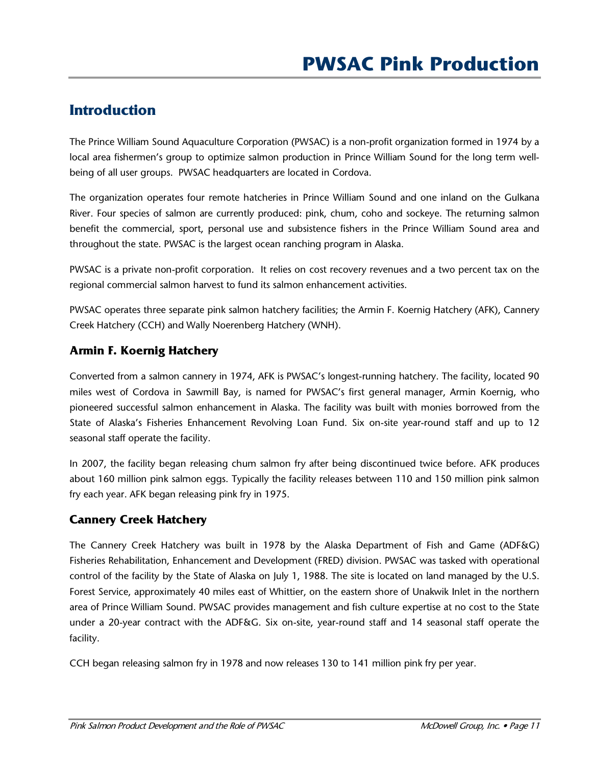# PWSAC Pink Production

## Introduction

The Prince William Sound Aquaculture Corporation (PWSAC) is a non-profit organization formed in 1974 by a local area fishermen's group to optimize salmon production in Prince William Sound for the long term well-being of all user groups. PWSAC headquarters are located in Cordova.

The organization operates four remote hatcheries in Prince William Sound and one inland on the Gulkana River. Four species of salmon are currently produced: pink, chum, coho and sockeye. The returning salmon benefit the commercial, sport, personal use and subsistence fishers in the Prince William Sound area and throughout the state. PWSAC is the largest ocean ranching program in Alaska.

PWSAC is a private non-profit corporation. It relies on cost recovery revenues and a two percent tax on the regional commercial salmon harvest to fund its salmon enhancement activities.

PWSAC operates three separate pink salmon hatchery facilities; the Armin F. Koernig Hatchery (AFK), Cannery Creek Hatchery (CCH) and Wally Noerenberg Hatchery (WNH).

### Armin F. Koernig Hatchery

Converted from a salmon cannery in 1974, AFK is PWSAC's longest-running hatchery. The facility, located 90 miles west of Cordova in Sawmill Bay, is named for PWSAC's first general manager, Armin Koernig, who pioneered successful salmon enhancement in Alaska. The facility was built with monies borrowed from the State of Alaska's Fisheries Enhancement Revolving Loan Fund. Six on-site year-round staff and up to 12 seasonal staff operate the facility.

In 2007, the facility began releasing chum salmon fry after being discontinued twice before. AFK produces about 160 million pink salmon eggs. Typically the facility releases between 110 and 150 million pink salmon fry each year. AFK began releasing pink fry in 1975.

### Cannery Creek Hatchery

The Cannery Creek Hatchery was built in 1978 by the Alaska Department of Fish and Game (ADF&G) Fisheries Rehabilitation, Enhancement and Development (FRED) division. PWSAC was tasked with operational control of the facility by the State of Alaska on July 1, 1988. The site is located on land managed by the U.S. Forest Service, approximately 40 miles east of Whittier, on the eastern shore of Unakwik Inlet in the northern area of Prince William Sound. PWSAC provides management and fish culture expertise at no cost to the State under a 20-year contract with the ADF&G. Six on-site, year-round staff and 14 seasonal staff operate the facility.

CCH began releasing salmon fry in 1978 and now releases 130 to 141 million pink fry per year.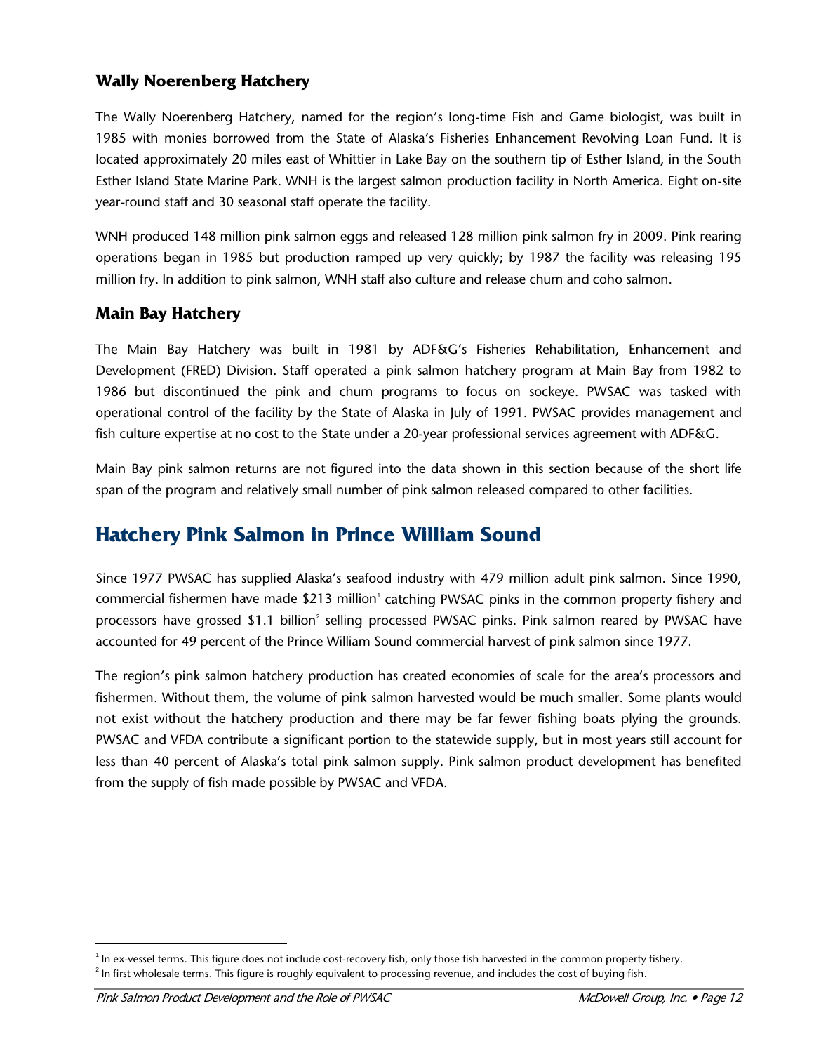### Wally Noerenberg Hatchery

The Wally Noerenberg Hatchery, named for the region's long-time Fish and Game biologist, was built in 1985 with monies borrowed from the State of Alaska's Fisheries Enhancement Revolving Loan Fund. It is located approximately 20 miles east of Whittier in Lake Bay on the southern tip of Esther Island, in the South Esther Island State Marine Park. WNH is the largest salmon production facility in North America. Eight on-site year-round staff and 30 seasonal staff operate the facility.

WNH produced 148 million pink salmon eggs and released 128 million pink salmon fry in 2009. Pink rearing operations began in 1985 but production ramped up very quickly; by 1987 the facility was releasing 195 million fry. In addition to pink salmon, WNH staff also culture and release chum and coho salmon.

### Main Bay Hatchery

The Main Bay Hatchery was built in 1981 by ADF&G's Fisheries Rehabilitation, Enhancement and Development (FRED) Division. Staff operated a pink salmon hatchery program at Main Bay from 1982 to 1986 but discontinued the pink and chum programs to focus on sockeye. PWSAC was tasked with operational control of the facility by the State of Alaska in July of 1991. PWSAC provides management and fish culture expertise at no cost to the State under a 20-year professional services agreement with ADF&G.

Main Bay pink salmon returns are not figured into the data shown in this section because of the short life span of the program and relatively small number of pink salmon released compared to other facilities.

## Hatchery Pink Salmon in Prince William Sound

Since 1977 PWSAC has supplied Alaska's seafood industry with 479 million adult pink salmon. Since 1990, commercial fishermen have made $213 million[1] catching PWSAC pinks in the common property fishery and processors have grossed $1.1 billion[2] selling processed PWSAC pinks. Pink salmon reared by PWSAC have accounted for 49 percent of the Prince William Sound commercial harvest of pink salmon since 1977.

The region's pink salmon hatchery production has created economies of scale for the area's processors and fishermen. Without them, the volume of pink salmon harvested would be much smaller. Some plants would not exist without the hatchery production and there may be far fewer fishing boats plying the grounds. PWSAC and VFDA contribute a significant portion to the statewide supply, but in most years still account for less than 40 percent of Alaska's total pink salmon supply. Pink salmon product development has benefited from the supply of fish made possible by PWSAC and VFDA.

---

[1] In ex-vessel terms. This figure does not include cost-recovery fish, only those fish harvested in the common property fishery.

[2] In first wholesale terms. This figure is roughly equivalent to processing revenue, and includes the cost of buying fish.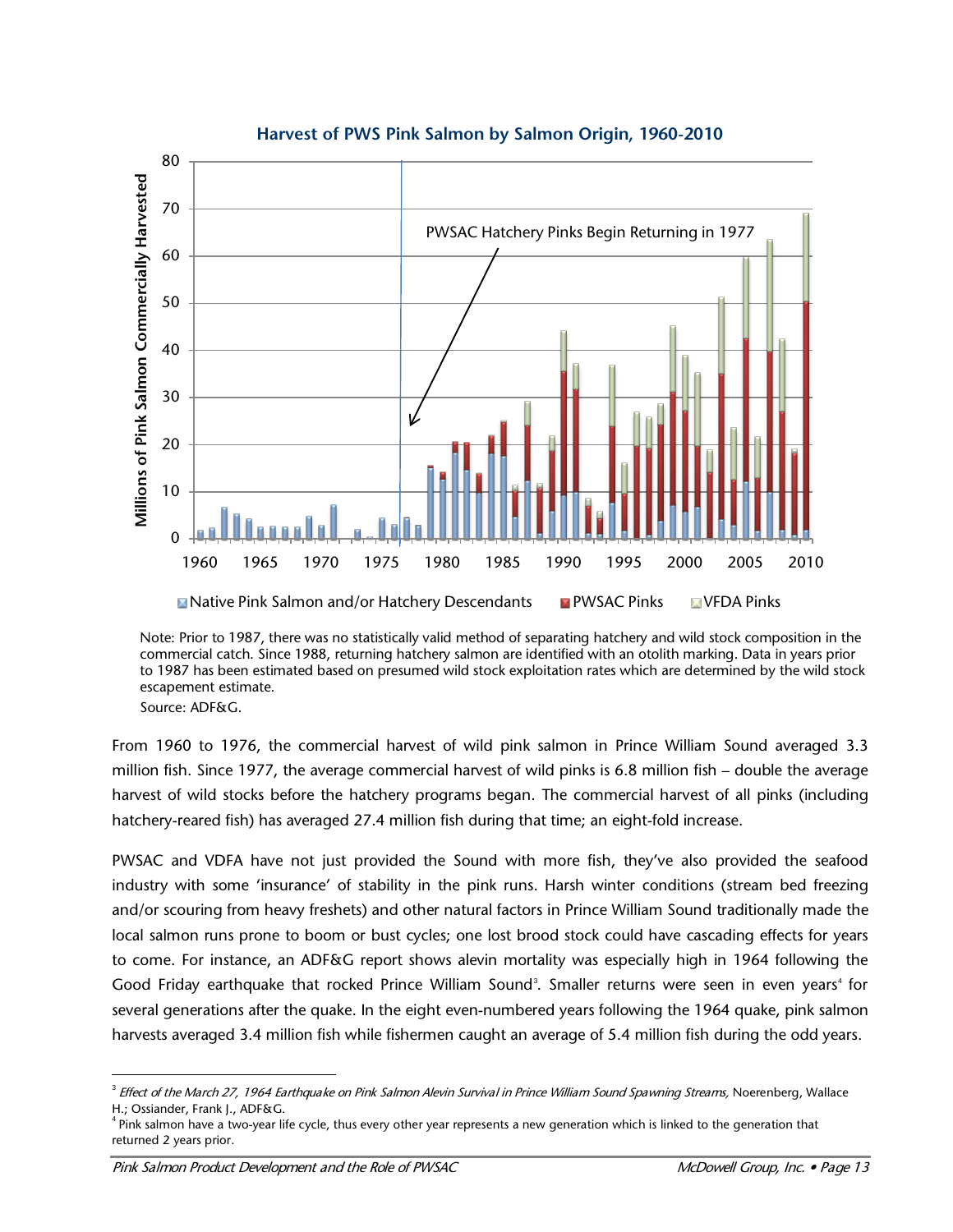**Harvest of PWS Pink Salmon by Salmon Origin, 1960-2010**

Note: Prior to 1987, there was no statistically valid method of separating hatchery and wild stock composition in the commercial catch. Since 1988, returning hatchery salmon are identified with an otolith marking. Data in years prior to 1987 has been estimated based on presumed wild stock exploitation rates which are determined by the wild stock escapement estimate.

Source: ADF&G.

From 1960 to 1976, the commercial harvest of wild pink salmon in Prince William Sound averaged 3.3 million fish. Since 1977, the average commercial harvest of wild pinks is 6.8 million fish – double the average harvest of wild stocks before the hatchery programs began. The commercial harvest of all pinks (including hatchery-reared fish) has averaged 27.4 million fish during that time; an eight-fold increase.

PWSAC and VDFA have not just provided the Sound with more fish, they've also provided the seafood industry with some 'insurance' of stability in the pink runs. Harsh winter conditions (stream bed freezing and/or scouring from heavy freshets) and other natural factors in Prince William Sound traditionally made the local salmon runs prone to boom or bust cycles; one lost brood stock could have cascading effects for years to come. For instance, an ADF&G report shows alevin mortality was especially high in 1964 following the Good Friday earthquake that rocked Prince William Sound[3]. Smaller returns were seen in even years[4] for several generations after the quake. In the eight even-numbered years following the 1964 quake, pink salmon harvests averaged 3.4 million fish while fishermen caught an average of 5.4 million fish during the odd years.

---

[3] *Effect of the March 27, 1964 Earthquake on Pink Salmon Alevin Survival in Prince William Sound Spawning Streams,* Noerenberg, Wallace H.; Ossiander, Frank J., ADF&G.

[4] Pink salmon have a two-year life cycle, thus every other year represents a new generation which is linked to the generation that returned 2 years prior.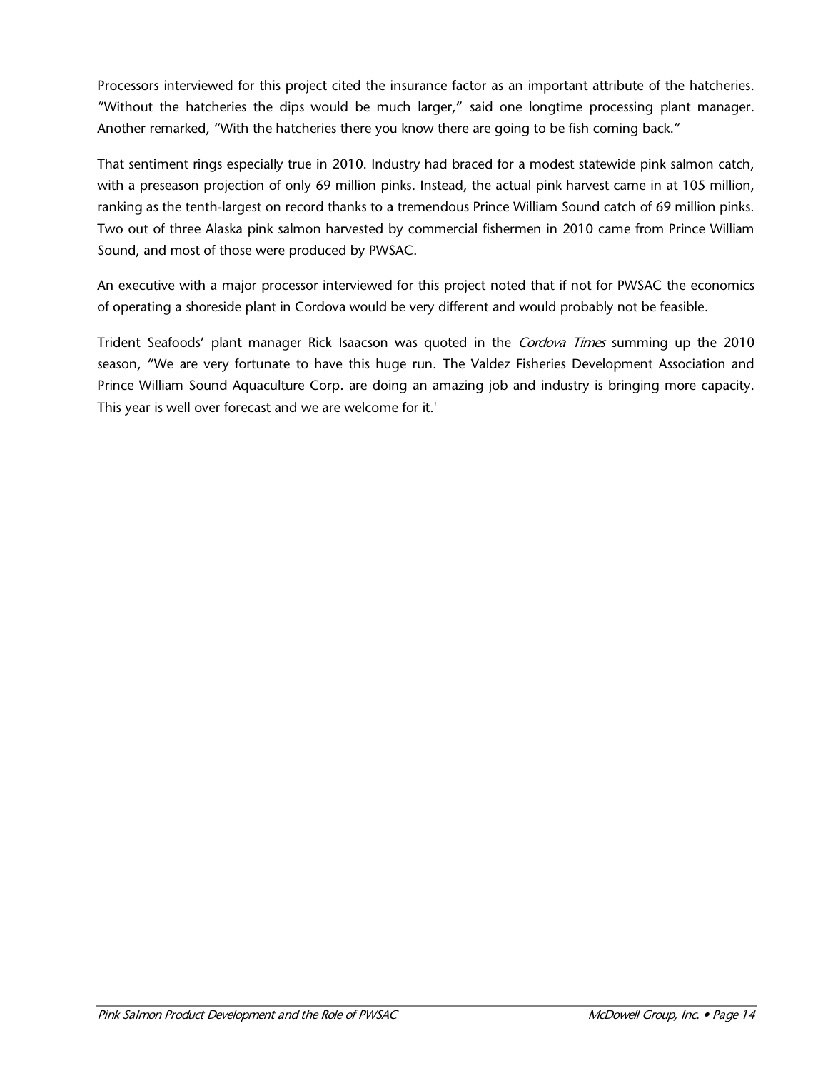Processors interviewed for this project cited the insurance factor as an important attribute of the hatcheries. "Without the hatcheries the dips would be much larger," said one longtime processing plant manager. Another remarked, "With the hatcheries there you know there are going to be fish coming back."

That sentiment rings especially true in 2010. Industry had braced for a modest statewide pink salmon catch, with a preseason projection of only 69 million pinks. Instead, the actual pink harvest came in at 105 million, ranking as the tenth-largest on record thanks to a tremendous Prince William Sound catch of 69 million pinks. Two out of three Alaska pink salmon harvested by commercial fishermen in 2010 came from Prince William Sound, and most of those were produced by PWSAC.

An executive with a major processor interviewed for this project noted that if not for PWSAC the economics of operating a shoreside plant in Cordova would be very different and would probably not be feasible.

Trident Seafoods' plant manager Rick Isaacson was quoted in the *Cordova Times* summing up the 2010 season, "We are very fortunate to have this huge run. The Valdez Fisheries Development Association and Prince William Sound Aquaculture Corp. are doing an amazing job and industry is bringing more capacity. This year is well over forecast and we are welcome for it.'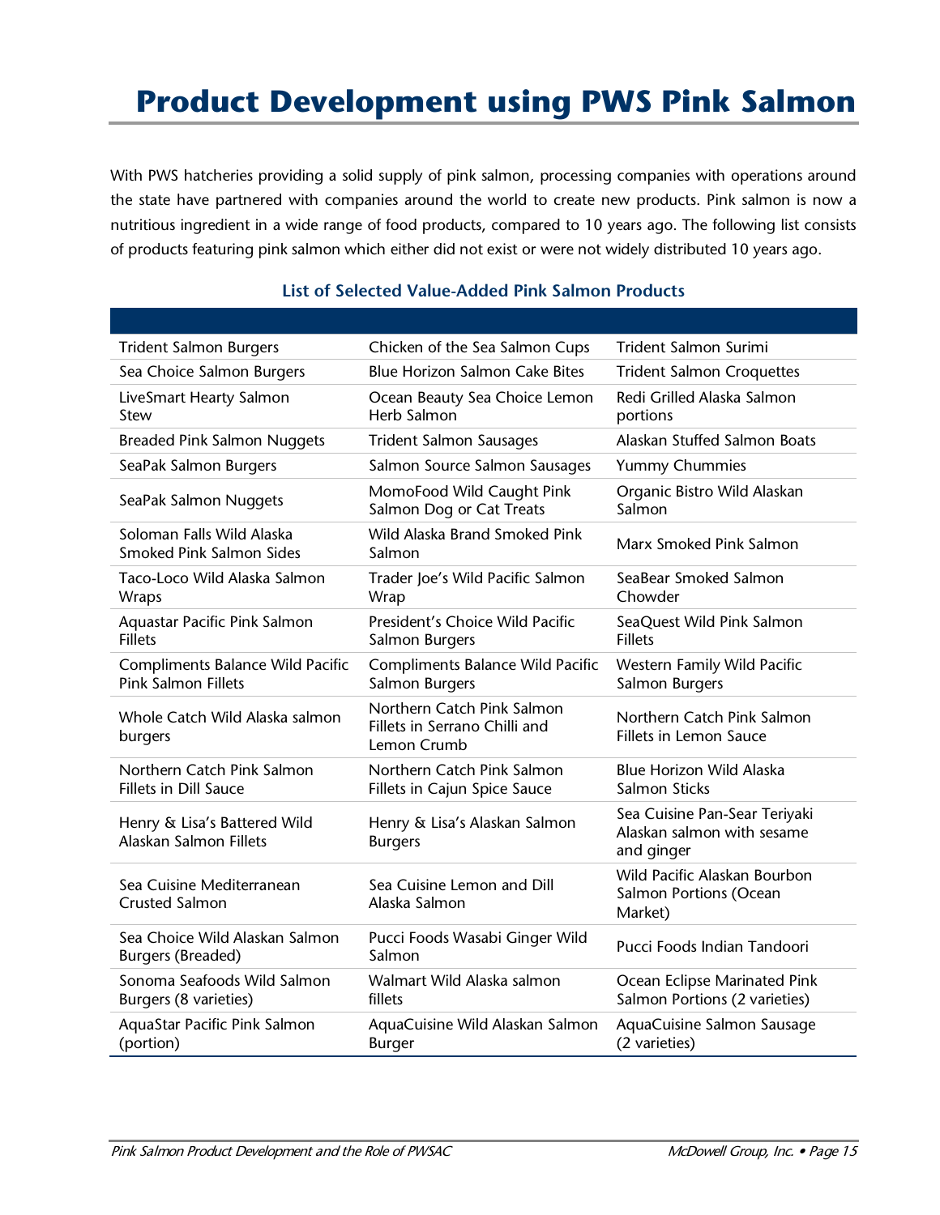# Product Development using PWS Pink Salmon

With PWS hatcheries providing a solid supply of pink salmon, processing companies with operations around the state have partnered with companies around the world to create new products. Pink salmon is now a nutritious ingredient in a wide range of food products, compared to 10 years ago. The following list consists of products featuring pink salmon which either did not exist or were not widely distributed 10 years ago.

### List of Selected Value-Added Pink Salmon Products

| | | |
|---|---|---|
| Trident Salmon Burgers | Chicken of the Sea Salmon Cups | Trident Salmon Surimi |
| Sea Choice Salmon Burgers | Blue Horizon Salmon Cake Bites | Trident Salmon Croquettes |
| LiveSmart Hearty Salmon Stew | Ocean Beauty Sea Choice Lemon Herb Salmon | Redi Grilled Alaska Salmon portions |
| Breaded Pink Salmon Nuggets | Trident Salmon Sausages | Alaskan Stuffed Salmon Boats |
| SeaPak Salmon Burgers | Salmon Source Salmon Sausages | Yummy Chummies |
| SeaPak Salmon Nuggets | MomoFood Wild Caught Pink Salmon Dog or Cat Treats | Organic Bistro Wild Alaskan Salmon |
| Soloman Falls Wild Alaska Smoked Pink Salmon Sides | Wild Alaska Brand Smoked Pink Salmon | Marx Smoked Pink Salmon |
| Taco-Loco Wild Alaska Salmon Wraps | Trader Joe's Wild Pacific Salmon Wrap | SeaBear Smoked Salmon Chowder |
| Aquastar Pacific Pink Salmon Fillets | President's Choice Wild Pacific Salmon Burgers | SeaQuest Wild Pink Salmon Fillets |
| Compliments Balance Wild Pacific Pink Salmon Fillets | Compliments Balance Wild Pacific Salmon Burgers | Western Family Wild Pacific Salmon Burgers |
| Whole Catch Wild Alaska salmon burgers | Northern Catch Pink Salmon Fillets in Serrano Chilli and Lemon Crumb | Northern Catch Pink Salmon Fillets in Lemon Sauce |
| Northern Catch Pink Salmon Fillets in Dill Sauce | Northern Catch Pink Salmon Fillets in Cajun Spice Sauce | Blue Horizon Wild Alaska Salmon Sticks |
| Henry & Lisa's Battered Wild Alaskan Salmon Fillets | Henry & Lisa's Alaskan Salmon Burgers | Sea Cuisine Pan-Sear Teriyaki Alaskan salmon with sesame and ginger |
| Sea Cuisine Mediterranean Crusted Salmon | Sea Cuisine Lemon and Dill Alaska Salmon | Wild Pacific Alaskan Bourbon Salmon Portions (Ocean Market) |
| Sea Choice Wild Alaskan Salmon Burgers (Breaded) | Pucci Foods Wasabi Ginger Wild Salmon | Pucci Foods Indian Tandoori |
| Sonoma Seafoods Wild Salmon Burgers (8 varieties) | Walmart Wild Alaska salmon fillets | Ocean Eclipse Marinated Pink Salmon Portions (2 varieties) |
| AquaStar Pacific Pink Salmon (portion) | AquaCuisine Wild Alaskan Salmon Burger | AquaCuisine Salmon Sausage (2 varieties) |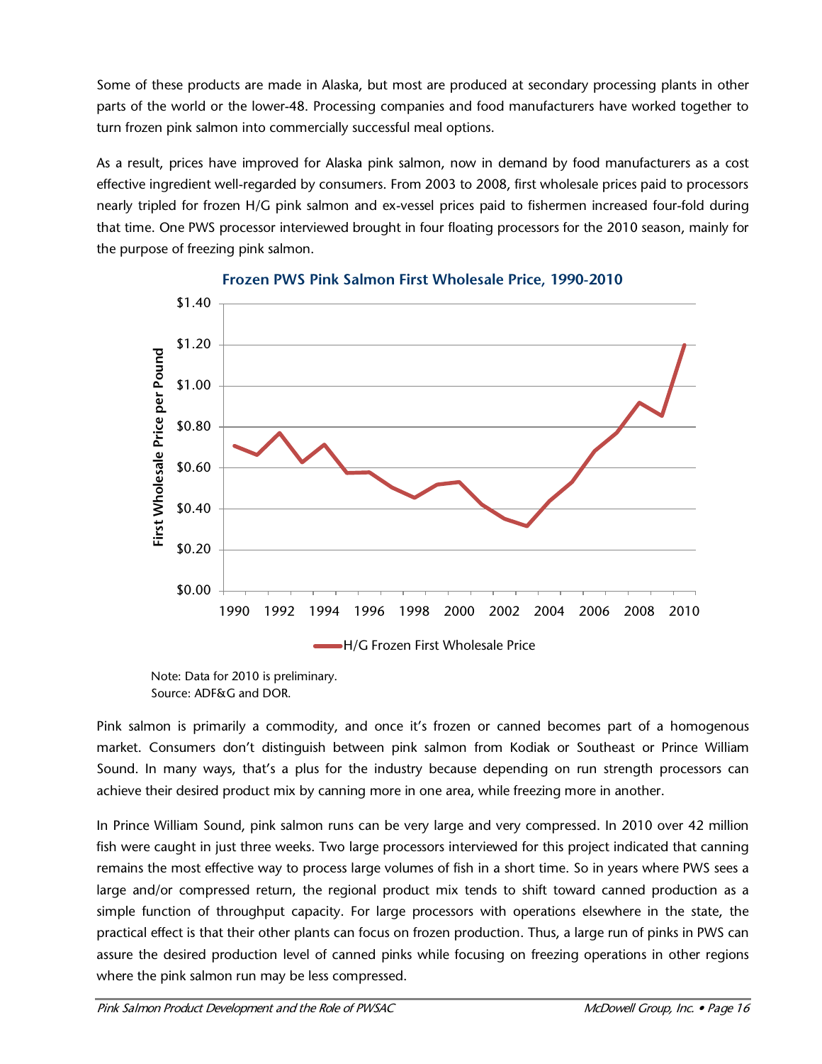Some of these products are made in Alaska, but most are produced at secondary processing plants in other parts of the world or the lower-48. Processing companies and food manufacturers have worked together to turn frozen pink salmon into commercially successful meal options.

As a result, prices have improved for Alaska pink salmon, now in demand by food manufacturers as a cost effective ingredient well-regarded by consumers. From 2003 to 2008, first wholesale prices paid to processors nearly tripled for frozen H/G pink salmon and ex-vessel prices paid to fishermen increased four-fold during that time. One PWS processor interviewed brought in four floating processors for the 2010 season, mainly for the purpose of freezing pink salmon.

**Frozen PWS Pink Salmon First Wholesale Price, 1990-2010**

Note: Data for 2010 is preliminary.
Source: ADF&G and DOR.

Pink salmon is primarily a commodity, and once it's frozen or canned becomes part of a homogenous market. Consumers don't distinguish between pink salmon from Kodiak or Southeast or Prince William Sound. In many ways, that's a plus for the industry because depending on run strength processors can achieve their desired product mix by canning more in one area, while freezing more in another.

In Prince William Sound, pink salmon runs can be very large and very compressed. In 2010 over 42 million fish were caught in just three weeks. Two large processors interviewed for this project indicated that canning remains the most effective way to process large volumes of fish in a short time. So in years where PWS sees a large and/or compressed return, the regional product mix tends to shift toward canned production as a simple function of throughput capacity. For large processors with operations elsewhere in the state, the practical effect is that their other plants can focus on frozen production. Thus, a large run of pinks in PWS can assure the desired production level of canned pinks while focusing on freezing operations in other regions where the pink salmon run may be less compressed.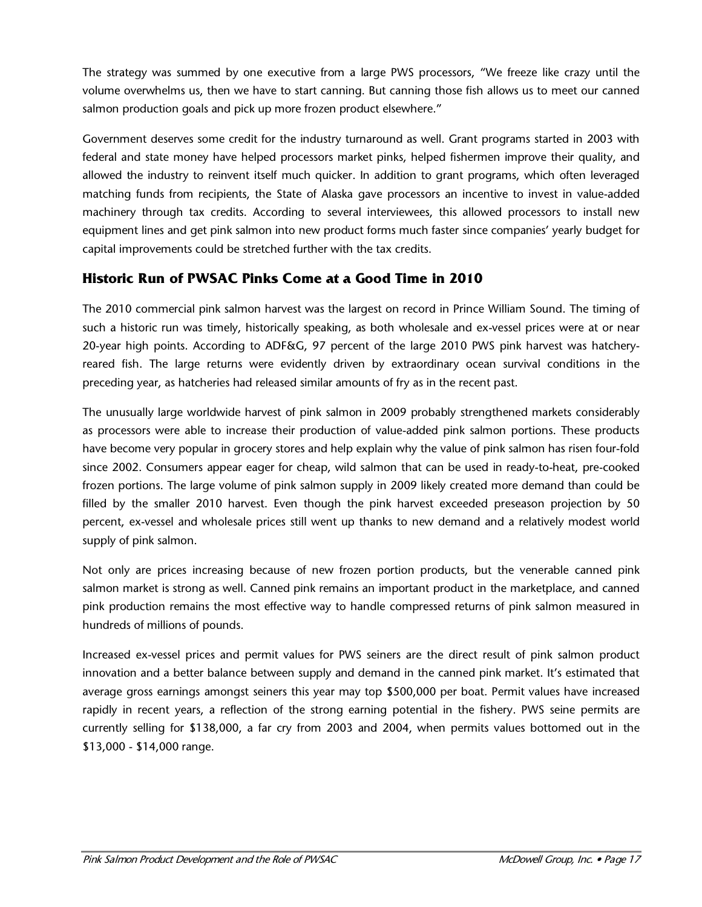The strategy was summed by one executive from a large PWS processors, "We freeze like crazy until the volume overwhelms us, then we have to start canning. But canning those fish allows us to meet our canned salmon production goals and pick up more frozen product elsewhere."

Government deserves some credit for the industry turnaround as well. Grant programs started in 2003 with federal and state money have helped processors market pinks, helped fishermen improve their quality, and allowed the industry to reinvent itself much quicker. In addition to grant programs, which often leveraged matching funds from recipients, the State of Alaska gave processors an incentive to invest in value-added machinery through tax credits. According to several interviewees, this allowed processors to install new equipment lines and get pink salmon into new product forms much faster since companies' yearly budget for capital improvements could be stretched further with the tax credits.

## Historic Run of PWSAC Pinks Come at a Good Time in 2010

The 2010 commercial pink salmon harvest was the largest on record in Prince William Sound. The timing of such a historic run was timely, historically speaking, as both wholesale and ex-vessel prices were at or near 20-year high points. According to ADF&G, 97 percent of the large 2010 PWS pink harvest was hatchery-reared fish. The large returns were evidently driven by extraordinary ocean survival conditions in the preceding year, as hatcheries had released similar amounts of fry as in the recent past.

The unusually large worldwide harvest of pink salmon in 2009 probably strengthened markets considerably as processors were able to increase their production of value-added pink salmon portions. These products have become very popular in grocery stores and help explain why the value of pink salmon has risen four-fold since 2002. Consumers appear eager for cheap, wild salmon that can be used in ready-to-heat, pre-cooked frozen portions. The large volume of pink salmon supply in 2009 likely created more demand than could be filled by the smaller 2010 harvest. Even though the pink harvest exceeded preseason projection by 50 percent, ex-vessel and wholesale prices still went up thanks to new demand and a relatively modest world supply of pink salmon.

Not only are prices increasing because of new frozen portion products, but the venerable canned pink salmon market is strong as well. Canned pink remains an important product in the marketplace, and canned pink production remains the most effective way to handle compressed returns of pink salmon measured in hundreds of millions of pounds.

Increased ex-vessel prices and permit values for PWS seiners are the direct result of pink salmon product innovation and a better balance between supply and demand in the canned pink market. It's estimated that average gross earnings amongst seiners this year may top $500,000 per boat. Permit values have increased rapidly in recent years, a reflection of the strong earning potential in the fishery. PWS seine permits are currently selling for $138,000, a far cry from 2003 and 2004, when permits values bottomed out in the $13,000 - $14,000 range.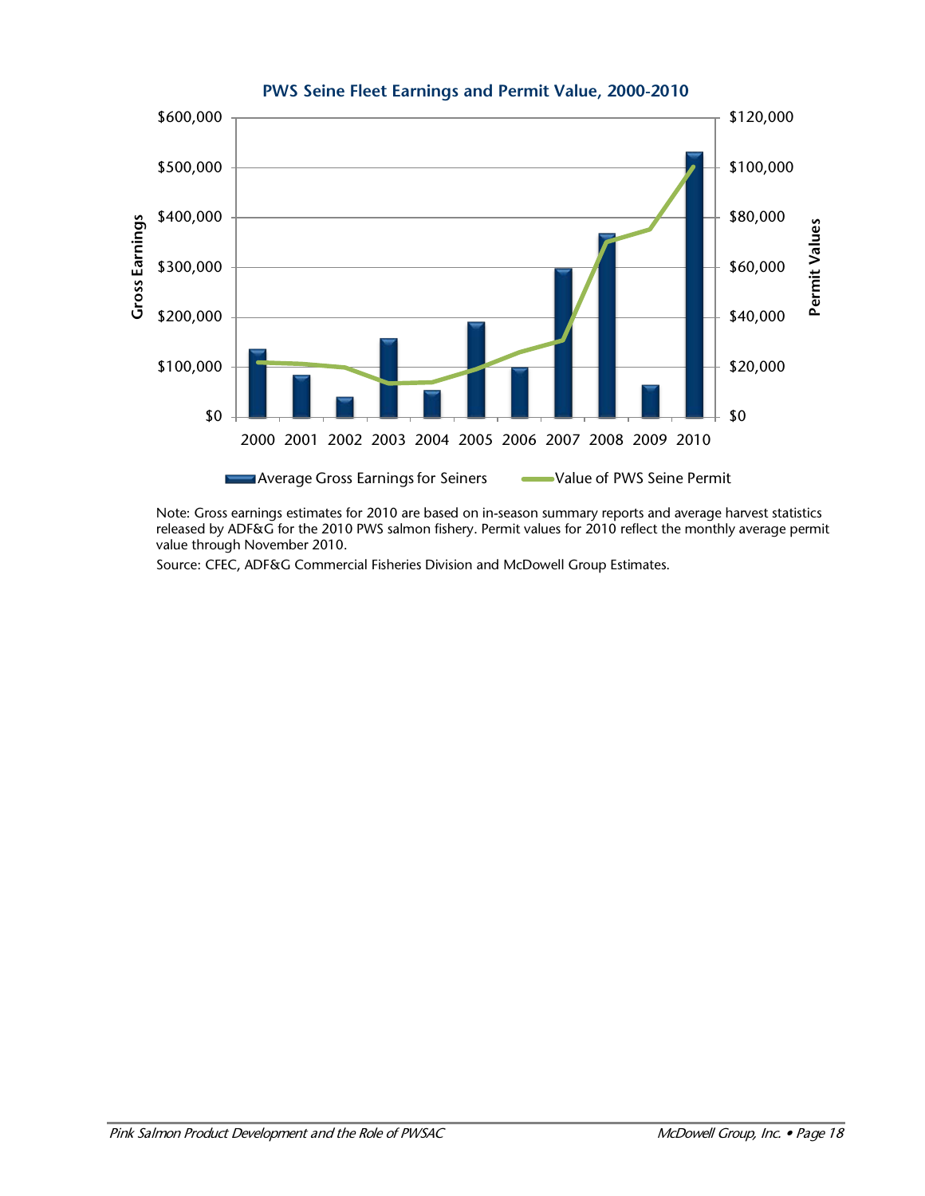**PWS Seine Fleet Earnings and Permit Value, 2000-2010**

Note: Gross earnings estimates for 2010 are based on in-season summary reports and average harvest statistics released by ADF&G for the 2010 PWS salmon fishery. Permit values for 2010 reflect the monthly average permit value through November 2010.

Source: CFEC, ADF&G Commercial Fisheries Division and McDowell Group Estimates.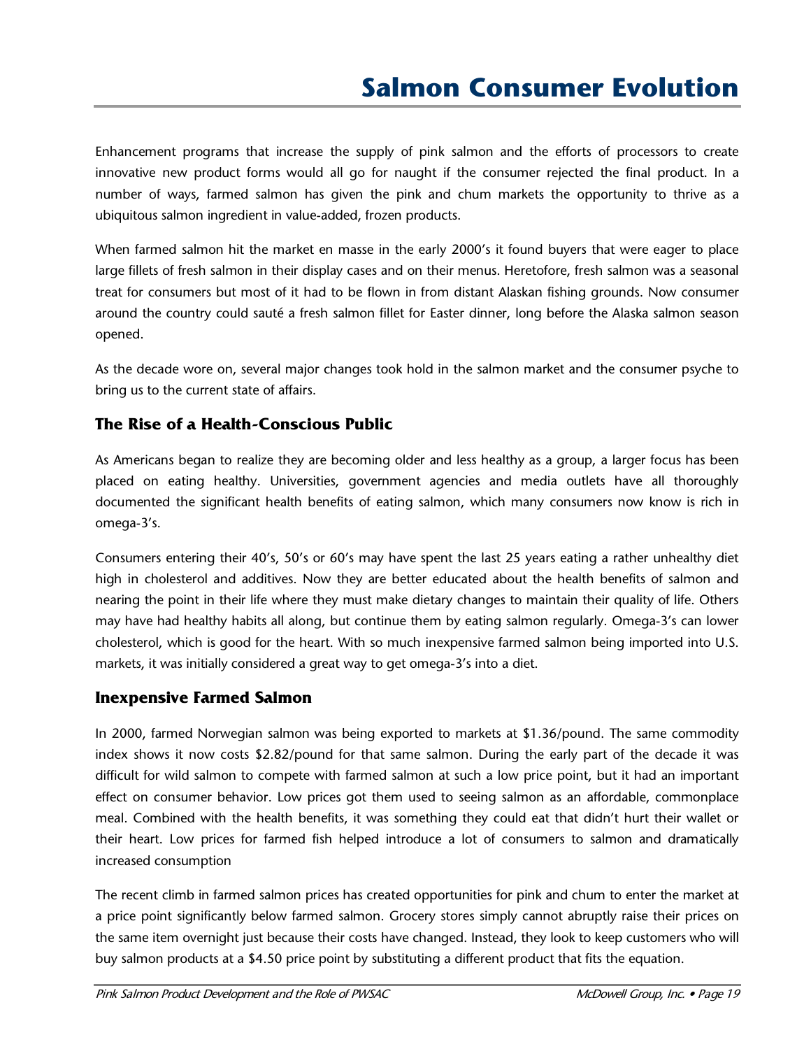# Salmon Consumer Evolution

Enhancement programs that increase the supply of pink salmon and the efforts of processors to create innovative new product forms would all go for naught if the consumer rejected the final product. In a number of ways, farmed salmon has given the pink and chum markets the opportunity to thrive as a ubiquitous salmon ingredient in value-added, frozen products.

When farmed salmon hit the market en masse in the early 2000's it found buyers that were eager to place large fillets of fresh salmon in their display cases and on their menus. Heretofore, fresh salmon was a seasonal treat for consumers but most of it had to be flown in from distant Alaskan fishing grounds. Now consumer around the country could sauté a fresh salmon fillet for Easter dinner, long before the Alaska salmon season opened.

As the decade wore on, several major changes took hold in the salmon market and the consumer psyche to bring us to the current state of affairs.

## The Rise of a Health-Conscious Public

As Americans began to realize they are becoming older and less healthy as a group, a larger focus has been placed on eating healthy. Universities, government agencies and media outlets have all thoroughly documented the significant health benefits of eating salmon, which many consumers now know is rich in omega-3's.

Consumers entering their 40's, 50's or 60's may have spent the last 25 years eating a rather unhealthy diet high in cholesterol and additives. Now they are better educated about the health benefits of salmon and nearing the point in their life where they must make dietary changes to maintain their quality of life. Others may have had healthy habits all along, but continue them by eating salmon regularly. Omega-3's can lower cholesterol, which is good for the heart. With so much inexpensive farmed salmon being imported into U.S. markets, it was initially considered a great way to get omega-3's into a diet.

## Inexpensive Farmed Salmon

In 2000, farmed Norwegian salmon was being exported to markets at $1.36/pound. The same commodity index shows it now costs $2.82/pound for that same salmon. During the early part of the decade it was difficult for wild salmon to compete with farmed salmon at such a low price point, but it had an important effect on consumer behavior. Low prices got them used to seeing salmon as an affordable, commonplace meal. Combined with the health benefits, it was something they could eat that didn't hurt their wallet or their heart. Low prices for farmed fish helped introduce a lot of consumers to salmon and dramatically increased consumption

The recent climb in farmed salmon prices has created opportunities for pink and chum to enter the market at a price point significantly below farmed salmon. Grocery stores simply cannot abruptly raise their prices on the same item overnight just because their costs have changed. Instead, they look to keep customers who will buy salmon products at a $4.50 price point by substituting a different product that fits the equation.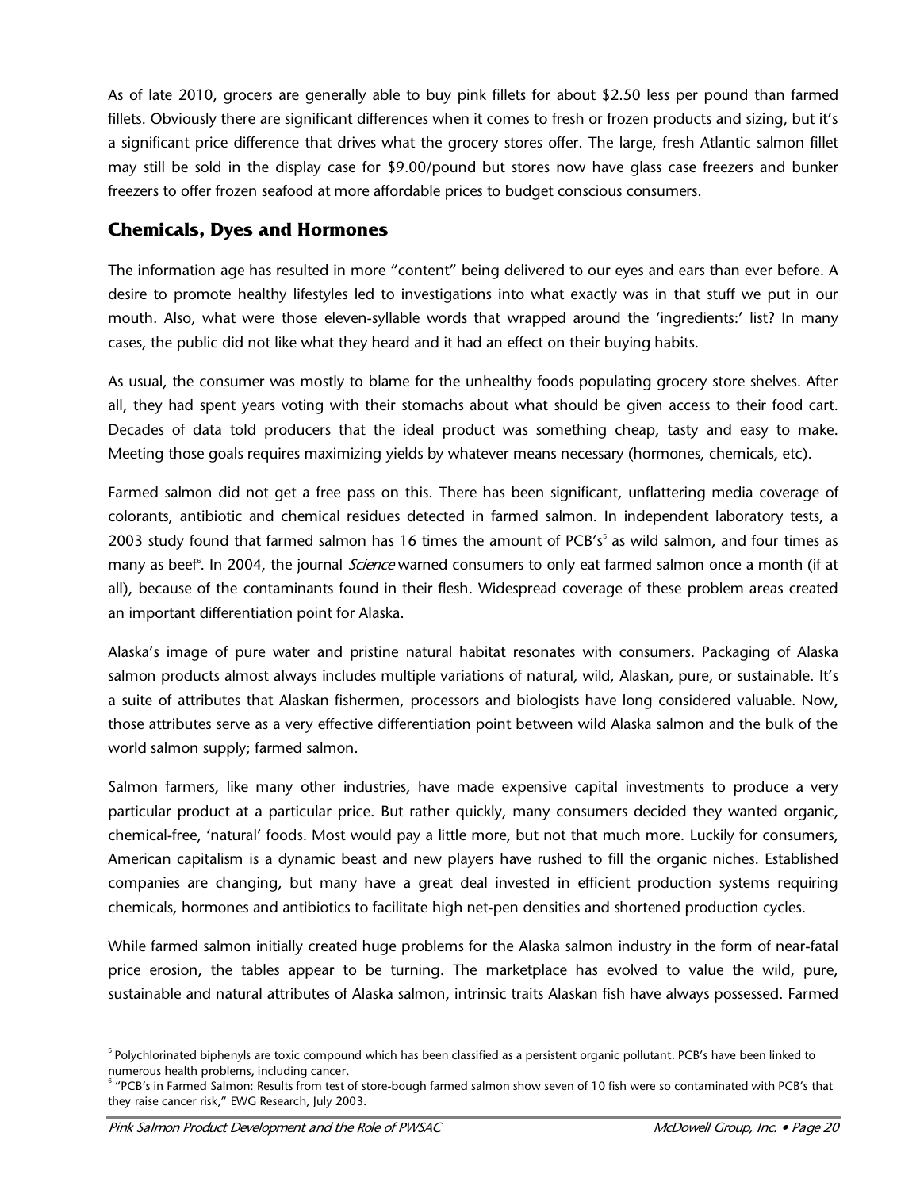As of late 2010, grocers are generally able to buy pink fillets for about $2.50 less per pound than farmed fillets. Obviously there are significant differences when it comes to fresh or frozen products and sizing, but it's a significant price difference that drives what the grocery stores offer. The large, fresh Atlantic salmon fillet may still be sold in the display case for $9.00/pound but stores now have glass case freezers and bunker freezers to offer frozen seafood at more affordable prices to budget conscious consumers.

## Chemicals, Dyes and Hormones

The information age has resulted in more "content" being delivered to our eyes and ears than ever before. A desire to promote healthy lifestyles led to investigations into what exactly was in that stuff we put in our mouth. Also, what were those eleven-syllable words that wrapped around the 'ingredients:' list? In many cases, the public did not like what they heard and it had an effect on their buying habits.

As usual, the consumer was mostly to blame for the unhealthy foods populating grocery store shelves. After all, they had spent years voting with their stomachs about what should be given access to their food cart. Decades of data told producers that the ideal product was something cheap, tasty and easy to make. Meeting those goals requires maximizing yields by whatever means necessary (hormones, chemicals, etc).

Farmed salmon did not get a free pass on this. There has been significant, unflattering media coverage of colorants, antibiotic and chemical residues detected in farmed salmon. In independent laboratory tests, a 2003 study found that farmed salmon has 16 times the amount of PCB's[5] as wild salmon, and four times as many as beef[6]. In 2004, the journal *Science* warned consumers to only eat farmed salmon once a month (if at all), because of the contaminants found in their flesh. Widespread coverage of these problem areas created an important differentiation point for Alaska.

Alaska's image of pure water and pristine natural habitat resonates with consumers. Packaging of Alaska salmon products almost always includes multiple variations of natural, wild, Alaskan, pure, or sustainable. It's a suite of attributes that Alaskan fishermen, processors and biologists have long considered valuable. Now, those attributes serve as a very effective differentiation point between wild Alaska salmon and the bulk of the world salmon supply; farmed salmon.

Salmon farmers, like many other industries, have made expensive capital investments to produce a very particular product at a particular price. But rather quickly, many consumers decided they wanted organic, chemical-free, 'natural' foods. Most would pay a little more, but not that much more. Luckily for consumers, American capitalism is a dynamic beast and new players have rushed to fill the organic niches. Established companies are changing, but many have a great deal invested in efficient production systems requiring chemicals, hormones and antibiotics to facilitate high net-pen densities and shortened production cycles.

While farmed salmon initially created huge problems for the Alaska salmon industry in the form of near-fatal price erosion, the tables appear to be turning. The marketplace has evolved to value the wild, pure, sustainable and natural attributes of Alaska salmon, intrinsic traits Alaskan fish have always possessed. Farmed

---

[5] Polychlorinated biphenyls are toxic compound which has been classified as a persistent organic pollutant. PCB's have been linked to numerous health problems, including cancer.

[6] "PCB's in Farmed Salmon: Results from test of store-bough farmed salmon show seven of 10 fish were so contaminated with PCB's that they raise cancer risk," EWG Research, July 2003.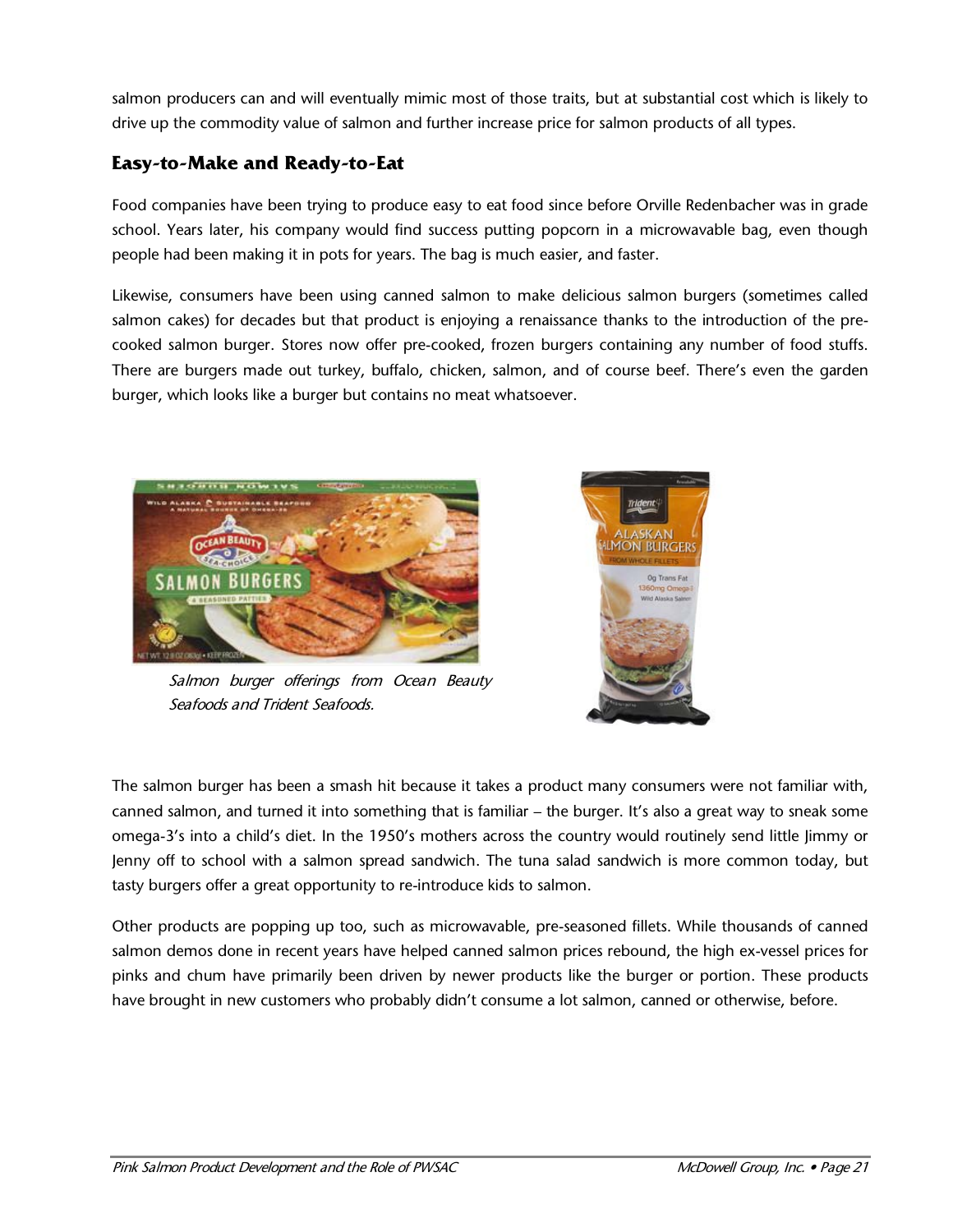salmon producers can and will eventually mimic most of those traits, but at substantial cost which is likely to drive up the commodity value of salmon and further increase price for salmon products of all types.

## Easy-to-Make and Ready-to-Eat

Food companies have been trying to produce easy to eat food since before Orville Redenbacher was in grade school. Years later, his company would find success putting popcorn in a microwavable bag, even though people had been making it in pots for years. The bag is much easier, and faster.

Likewise, consumers have been using canned salmon to make delicious salmon burgers (sometimes called salmon cakes) for decades but that product is enjoying a renaissance thanks to the introduction of the pre-cooked salmon burger. Stores now offer pre-cooked, frozen burgers containing any number of food stuffs. There are burgers made out turkey, buffalo, chicken, salmon, and of course beef. There's even the garden burger, which looks like a burger but contains no meat whatsoever.

*Salmon burger offerings from Ocean Beauty Seafoods and Trident Seafoods.*

The salmon burger has been a smash hit because it takes a product many consumers were not familiar with, canned salmon, and turned it into something that is familiar – the burger. It's also a great way to sneak some omega-3's into a child's diet. In the 1950's mothers across the country would routinely send little Jimmy or Jenny off to school with a salmon spread sandwich. The tuna salad sandwich is more common today, but tasty burgers offer a great opportunity to re-introduce kids to salmon.

Other products are popping up too, such as microwavable, pre-seasoned fillets. While thousands of canned salmon demos done in recent years have helped canned salmon prices rebound, the high ex-vessel prices for pinks and chum have primarily been driven by newer products like the burger or portion. These products have brought in new customers who probably didn't consume a lot salmon, canned or otherwise, before.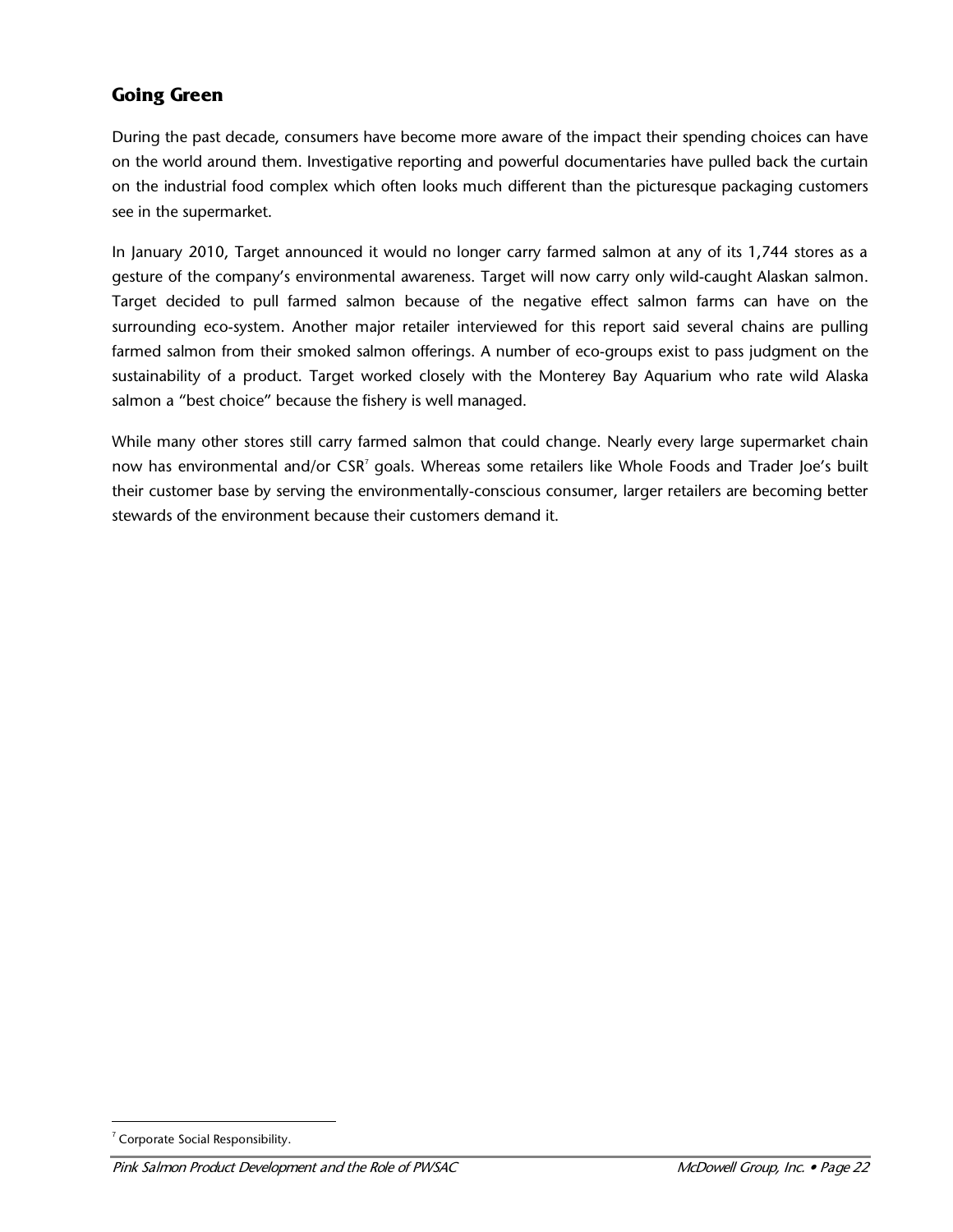## Going Green

During the past decade, consumers have become more aware of the impact their spending choices can have on the world around them. Investigative reporting and powerful documentaries have pulled back the curtain on the industrial food complex which often looks much different than the picturesque packaging customers see in the supermarket.

In January 2010, Target announced it would no longer carry farmed salmon at any of its 1,744 stores as a gesture of the company's environmental awareness. Target will now carry only wild-caught Alaskan salmon. Target decided to pull farmed salmon because of the negative effect salmon farms can have on the surrounding eco-system. Another major retailer interviewed for this report said several chains are pulling farmed salmon from their smoked salmon offerings. A number of eco-groups exist to pass judgment on the sustainability of a product. Target worked closely with the Monterey Bay Aquarium who rate wild Alaska salmon a "best choice" because the fishery is well managed.

While many other stores still carry farmed salmon that could change. Nearly every large supermarket chain now has environmental and/or CSR[7] goals. Whereas some retailers like Whole Foods and Trader Joe's built their customer base by serving the environmentally-conscious consumer, larger retailers are becoming better stewards of the environment because their customers demand it.

[7] Corporate Social Responsibility.